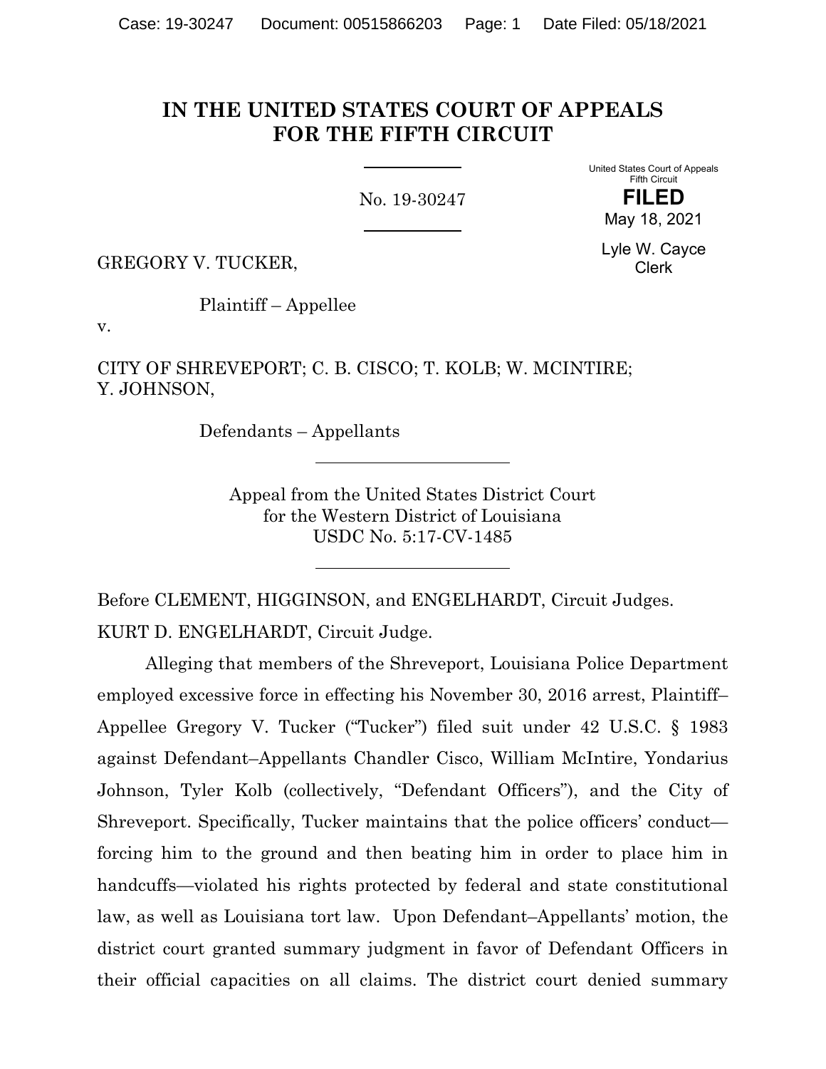# IN THE UNITED STATES COURT OF APPEALS FOR THE FIFTH CIRCUIT

No. 19-30247

United States Court of Appeals
Fifth Circuit

**FILED**

May 18, 2021

Lyle W. Cayce
Clerk

GREGORY V. TUCKER,

Plaintiff – Appellee

v.

CITY OF SHREVEPORT; C. B. CISCO; T. KOLB; W. MCINTIRE; Y. JOHNSON,

Defendants – Appellants

Appeal from the United States District Court
for the Western District of Louisiana
USDC No. 5:17-CV-1485

Before CLEMENT, HIGGINSON, and ENGELHARDT, Circuit Judges.

KURT D. ENGELHARDT, Circuit Judge.

Alleging that members of the Shreveport, Louisiana Police Department employed excessive force in effecting his November 30, 2016 arrest, Plaintiff–Appellee Gregory V. Tucker ("Tucker") filed suit under 42 U.S.C. § 1983 against Defendant–Appellants Chandler Cisco, William McIntire, Yondarius Johnson, Tyler Kolb (collectively, "Defendant Officers"), and the City of Shreveport. Specifically, Tucker maintains that the police officers' conduct—forcing him to the ground and then beating him in order to place him in handcuffs—violated his rights protected by federal and state constitutional law, as well as Louisiana tort law. Upon Defendant–Appellants' motion, the district court granted summary judgment in favor of Defendant Officers in their official capacities on all claims. The district court denied summary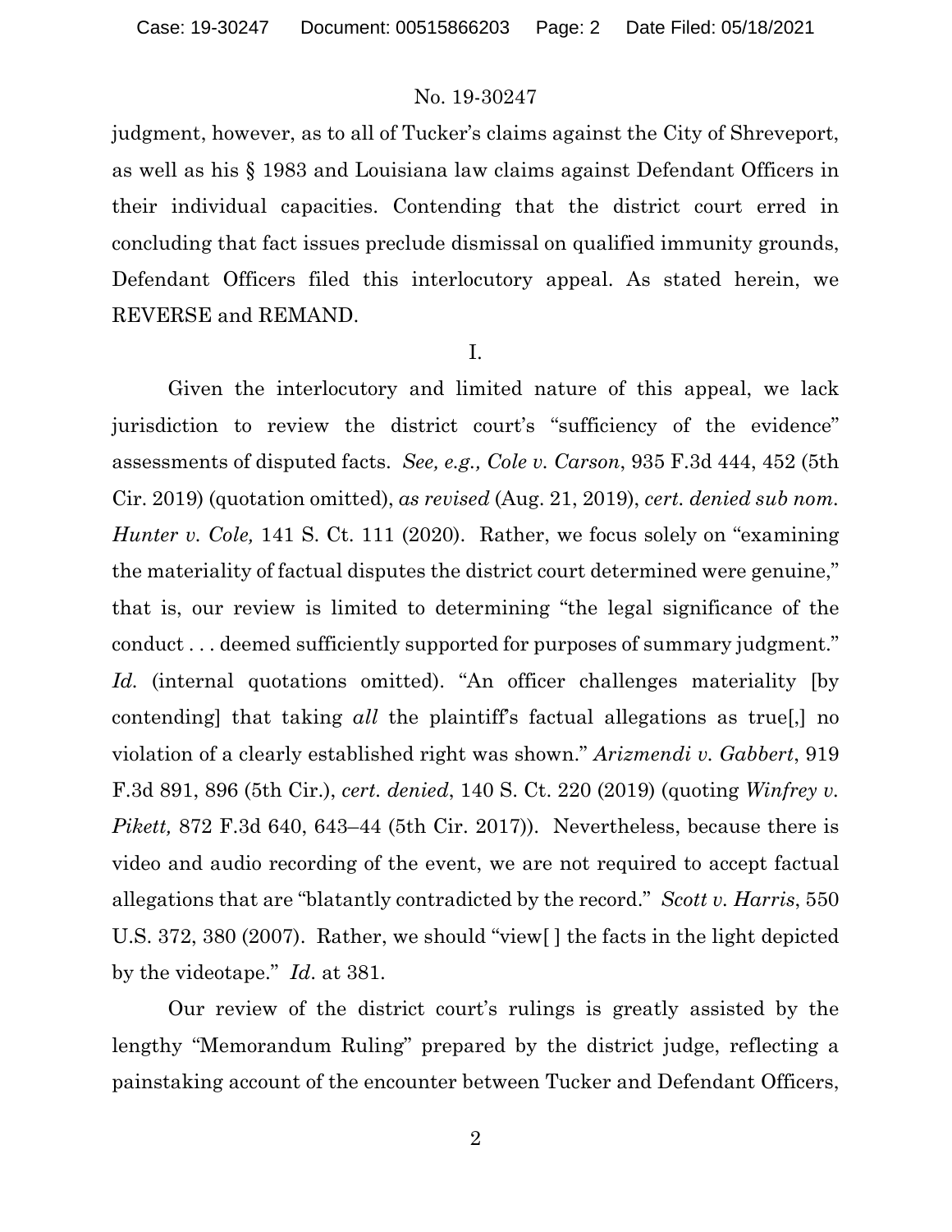judgment, however, as to all of Tucker's claims against the City of Shreveport, as well as his § 1983 and Louisiana law claims against Defendant Officers in their individual capacities. Contending that the district court erred in concluding that fact issues preclude dismissal on qualified immunity grounds, Defendant Officers filed this interlocutory appeal. As stated herein, we REVERSE and REMAND.

I.

Given the interlocutory and limited nature of this appeal, we lack jurisdiction to review the district court's "sufficiency of the evidence" assessments of disputed facts. *See, e.g., Cole v. Carson*, 935 F.3d 444, 452 (5th Cir. 2019) (quotation omitted), *as revised* (Aug. 21, 2019), *cert. denied sub nom. Hunter v. Cole,* 141 S. Ct. 111 (2020). Rather, we focus solely on "examining the materiality of factual disputes the district court determined were genuine," that is, our review is limited to determining "the legal significance of the conduct . . . deemed sufficiently supported for purposes of summary judgment." *Id.* (internal quotations omitted). "An officer challenges materiality [by contending] that taking *all* the plaintiff's factual allegations as true[,] no violation of a clearly established right was shown." *Arizmendi v. Gabbert*, 919 F.3d 891, 896 (5th Cir.), *cert. denied*, 140 S. Ct. 220 (2019) (quoting *Winfrey v. Pikett,* 872 F.3d 640, 643–44 (5th Cir. 2017)). Nevertheless, because there is video and audio recording of the event, we are not required to accept factual allegations that are "blatantly contradicted by the record." *Scott v. Harris*, 550 U.S. 372, 380 (2007). Rather, we should "view[ ] the facts in the light depicted by the videotape." *Id*. at 381.

Our review of the district court's rulings is greatly assisted by the lengthy "Memorandum Ruling" prepared by the district judge, reflecting a painstaking account of the encounter between Tucker and Defendant Officers,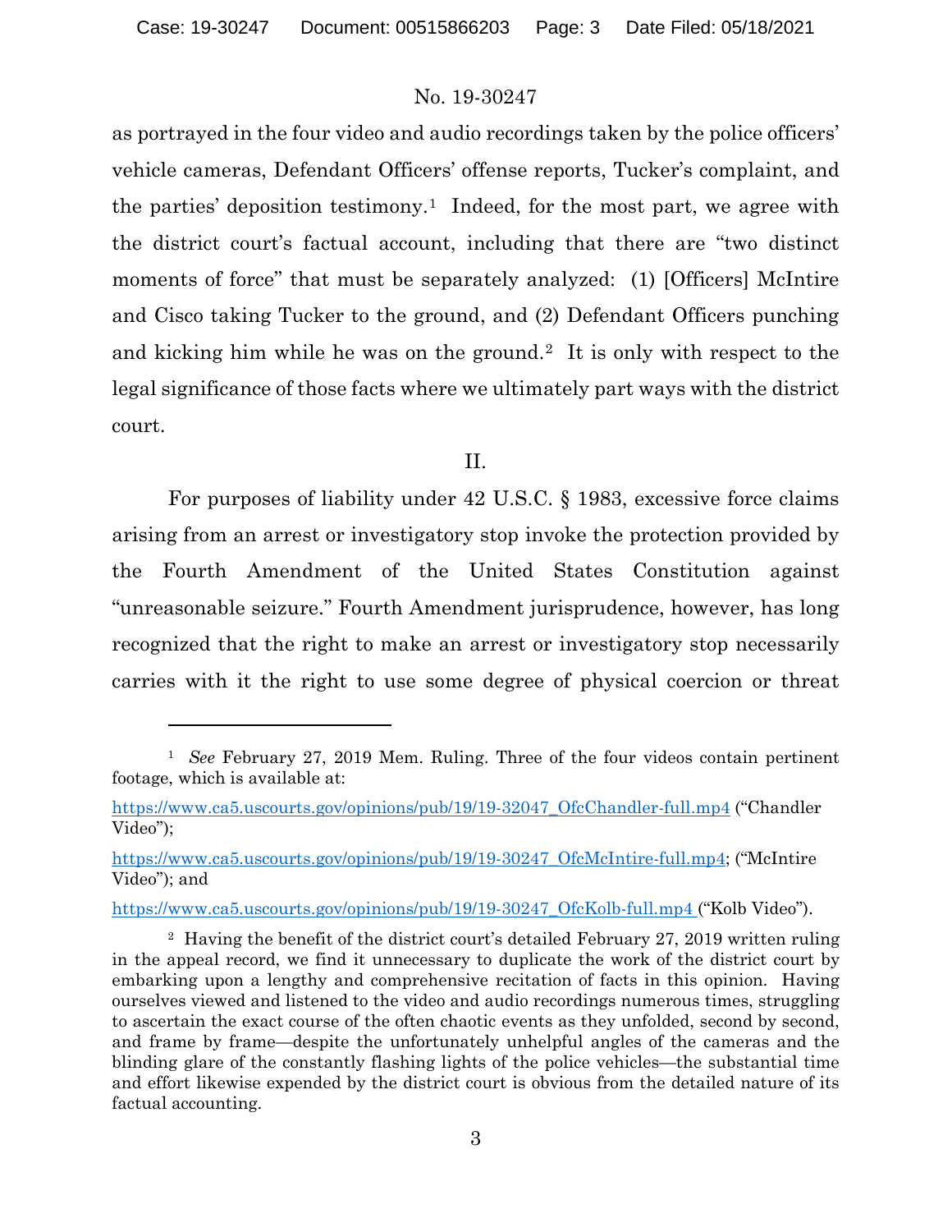as portrayed in the four video and audio recordings taken by the police officers' vehicle cameras, Defendant Officers' offense reports, Tucker's complaint, and the parties' deposition testimony.[1] Indeed, for the most part, we agree with the district court's factual account, including that there are "two distinct moments of force" that must be separately analyzed: (1) [Officers] McIntire and Cisco taking Tucker to the ground, and (2) Defendant Officers punching and kicking him while he was on the ground.[2] It is only with respect to the legal significance of those facts where we ultimately part ways with the district court.

## II.

For purposes of liability under 42 U.S.C. § 1983, excessive force claims arising from an arrest or investigatory stop invoke the protection provided by the Fourth Amendment of the United States Constitution against "unreasonable seizure." Fourth Amendment jurisprudence, however, has long recognized that the right to make an arrest or investigatory stop necessarily carries with it the right to use some degree of physical coercion or threat

---

[1] *See* February 27, 2019 Mem. Ruling. Three of the four videos contain pertinent footage, which is available at:

https://www.ca5.uscourts.gov/opinions/pub/19/19-32047_OfcChandler-full.mp4 ("Chandler Video");

https://www.ca5.uscourts.gov/opinions/pub/19/19-30247_OfcMcIntire-full.mp4; ("McIntire Video"); and

https://www.ca5.uscourts.gov/opinions/pub/19/19-30247_OfcKolb-full.mp4 ("Kolb Video").

[2] Having the benefit of the district court's detailed February 27, 2019 written ruling in the appeal record, we find it unnecessary to duplicate the work of the district court by embarking upon a lengthy and comprehensive recitation of facts in this opinion. Having ourselves viewed and listened to the video and audio recordings numerous times, struggling to ascertain the exact course of the often chaotic events as they unfolded, second by second, and frame by frame—despite the unfortunately unhelpful angles of the cameras and the blinding glare of the constantly flashing lights of the police vehicles—the substantial time and effort likewise expended by the district court is obvious from the detailed nature of its factual accounting.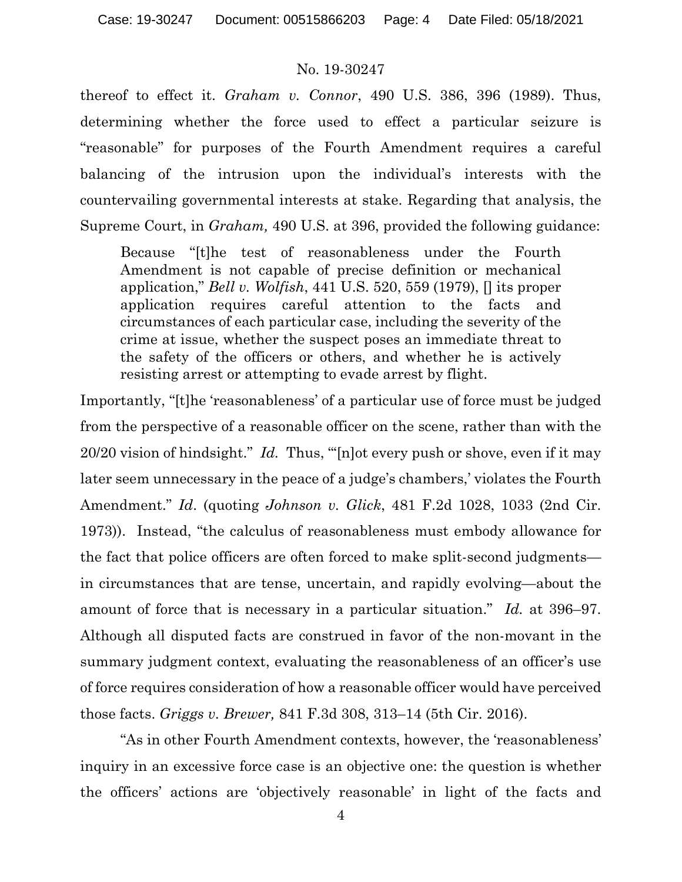thereof to effect it. *Graham v. Connor*, 490 U.S. 386, 396 (1989). Thus, determining whether the force used to effect a particular seizure is "reasonable" for purposes of the Fourth Amendment requires a careful balancing of the intrusion upon the individual's interests with the countervailing governmental interests at stake. Regarding that analysis, the Supreme Court, in *Graham,* 490 U.S. at 396, provided the following guidance:

> Because "[t]he test of reasonableness under the Fourth Amendment is not capable of precise definition or mechanical application," *Bell v. Wolfish*, 441 U.S. 520, 559 (1979), [] its proper application requires careful attention to the facts and circumstances of each particular case, including the severity of the crime at issue, whether the suspect poses an immediate threat to the safety of the officers or others, and whether he is actively resisting arrest or attempting to evade arrest by flight.

Importantly, "[t]he 'reasonableness' of a particular use of force must be judged from the perspective of a reasonable officer on the scene, rather than with the 20/20 vision of hindsight." *Id.* Thus, "'[n]ot every push or shove, even if it may later seem unnecessary in the peace of a judge's chambers,' violates the Fourth Amendment." *Id*. (quoting *Johnson v. Glick*, 481 F.2d 1028, 1033 (2nd Cir. 1973)). Instead, "the calculus of reasonableness must embody allowance for the fact that police officers are often forced to make split-second judgments—in circumstances that are tense, uncertain, and rapidly evolving—about the amount of force that is necessary in a particular situation." *Id.* at 396–97. Although all disputed facts are construed in favor of the non-movant in the summary judgment context, evaluating the reasonableness of an officer's use of force requires consideration of how a reasonable officer would have perceived those facts. *Griggs v. Brewer,* 841 F.3d 308, 313–14 (5th Cir. 2016).

"As in other Fourth Amendment contexts, however, the 'reasonableness' inquiry in an excessive force case is an objective one: the question is whether the officers' actions are 'objectively reasonable' in light of the facts and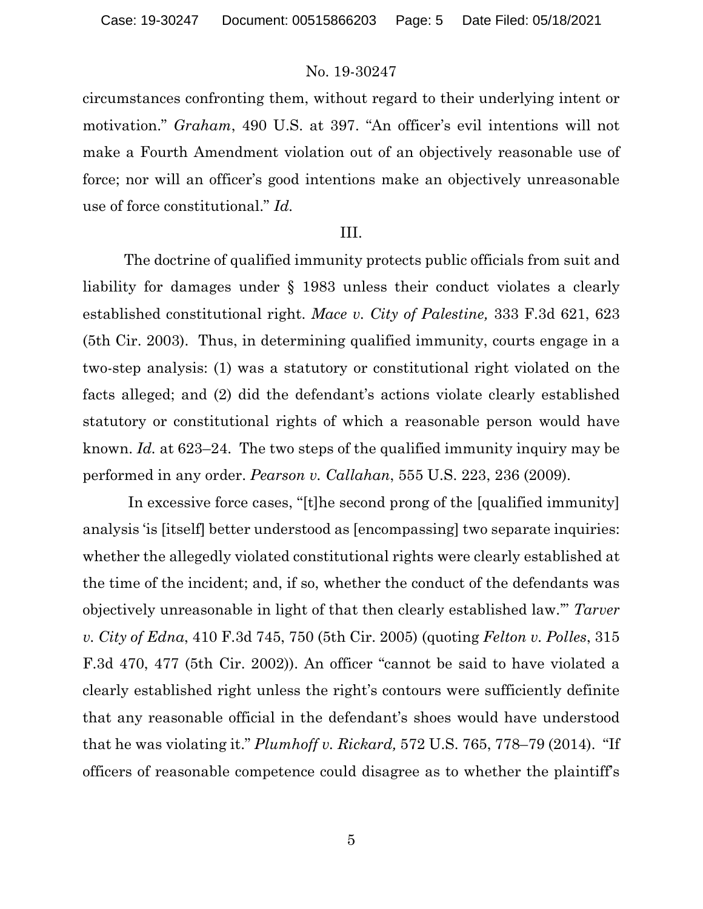circumstances confronting them, without regard to their underlying intent or motivation." *Graham*, 490 U.S. at 397. "An officer's evil intentions will not make a Fourth Amendment violation out of an objectively reasonable use of force; nor will an officer's good intentions make an objectively unreasonable use of force constitutional." *Id.*

## III.

The doctrine of qualified immunity protects public officials from suit and liability for damages under § 1983 unless their conduct violates a clearly established constitutional right. *Mace v. City of Palestine,* 333 F.3d 621, 623 (5th Cir. 2003). Thus, in determining qualified immunity, courts engage in a two-step analysis: (1) was a statutory or constitutional right violated on the facts alleged; and (2) did the defendant's actions violate clearly established statutory or constitutional rights of which a reasonable person would have known. *Id.* at 623–24. The two steps of the qualified immunity inquiry may be performed in any order. *Pearson v. Callahan*, 555 U.S. 223, 236 (2009).

In excessive force cases, "[t]he second prong of the [qualified immunity] analysis 'is [itself] better understood as [encompassing] two separate inquiries: whether the allegedly violated constitutional rights were clearly established at the time of the incident; and, if so, whether the conduct of the defendants was objectively unreasonable in light of that then clearly established law.'" *Tarver v. City of Edna*, 410 F.3d 745, 750 (5th Cir. 2005) (quoting *Felton v. Polles*, 315 F.3d 470, 477 (5th Cir. 2002)). An officer "cannot be said to have violated a clearly established right unless the right's contours were sufficiently definite that any reasonable official in the defendant's shoes would have understood that he was violating it." *Plumhoff v. Rickard,* 572 U.S. 765, 778–79 (2014). "If officers of reasonable competence could disagree as to whether the plaintiff's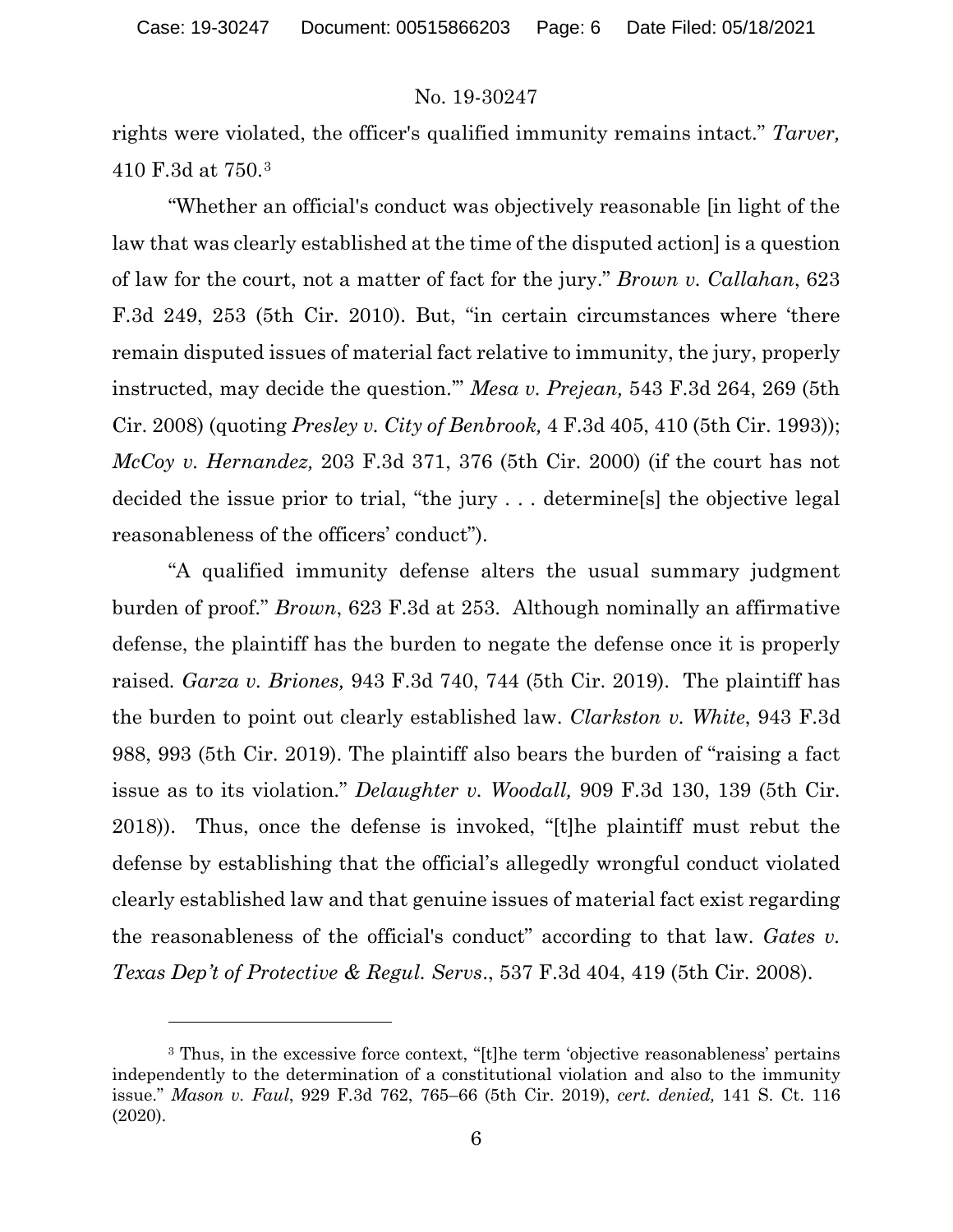rights were violated, the officer's qualified immunity remains intact." *Tarver,* 410 F.3d at 750.[3]

"Whether an official's conduct was objectively reasonable [in light of the law that was clearly established at the time of the disputed action] is a question of law for the court, not a matter of fact for the jury." *Brown v. Callahan*, 623 F.3d 249, 253 (5th Cir. 2010). But, "in certain circumstances where 'there remain disputed issues of material fact relative to immunity, the jury, properly instructed, may decide the question.'" *Mesa v. Prejean,* 543 F.3d 264, 269 (5th Cir. 2008) (quoting *Presley v. City of Benbrook,* 4 F.3d 405, 410 (5th Cir. 1993)); *McCoy v. Hernandez,* 203 F.3d 371, 376 (5th Cir. 2000) (if the court has not decided the issue prior to trial, "the jury . . . determine[s] the objective legal reasonableness of the officers' conduct").

"A qualified immunity defense alters the usual summary judgment burden of proof." *Brown*, 623 F.3d at 253. Although nominally an affirmative defense, the plaintiff has the burden to negate the defense once it is properly raised. *Garza v. Briones,* 943 F.3d 740, 744 (5th Cir. 2019). The plaintiff has the burden to point out clearly established law. *Clarkston v. White*, 943 F.3d 988, 993 (5th Cir. 2019). The plaintiff also bears the burden of "raising a fact issue as to its violation." *Delaughter v. Woodall,* 909 F.3d 130, 139 (5th Cir. 2018)). Thus, once the defense is invoked, "[t]he plaintiff must rebut the defense by establishing that the official's allegedly wrongful conduct violated clearly established law and that genuine issues of material fact exist regarding the reasonableness of the official's conduct" according to that law. *Gates v. Texas Dep't of Protective & Regul. Servs*., 537 F.3d 404, 419 (5th Cir. 2008).

---

[3] Thus, in the excessive force context, "[t]he term 'objective reasonableness' pertains independently to the determination of a constitutional violation and also to the immunity issue." *Mason v. Faul*, 929 F.3d 762, 765–66 (5th Cir. 2019), *cert. denied,* 141 S. Ct. 116 (2020).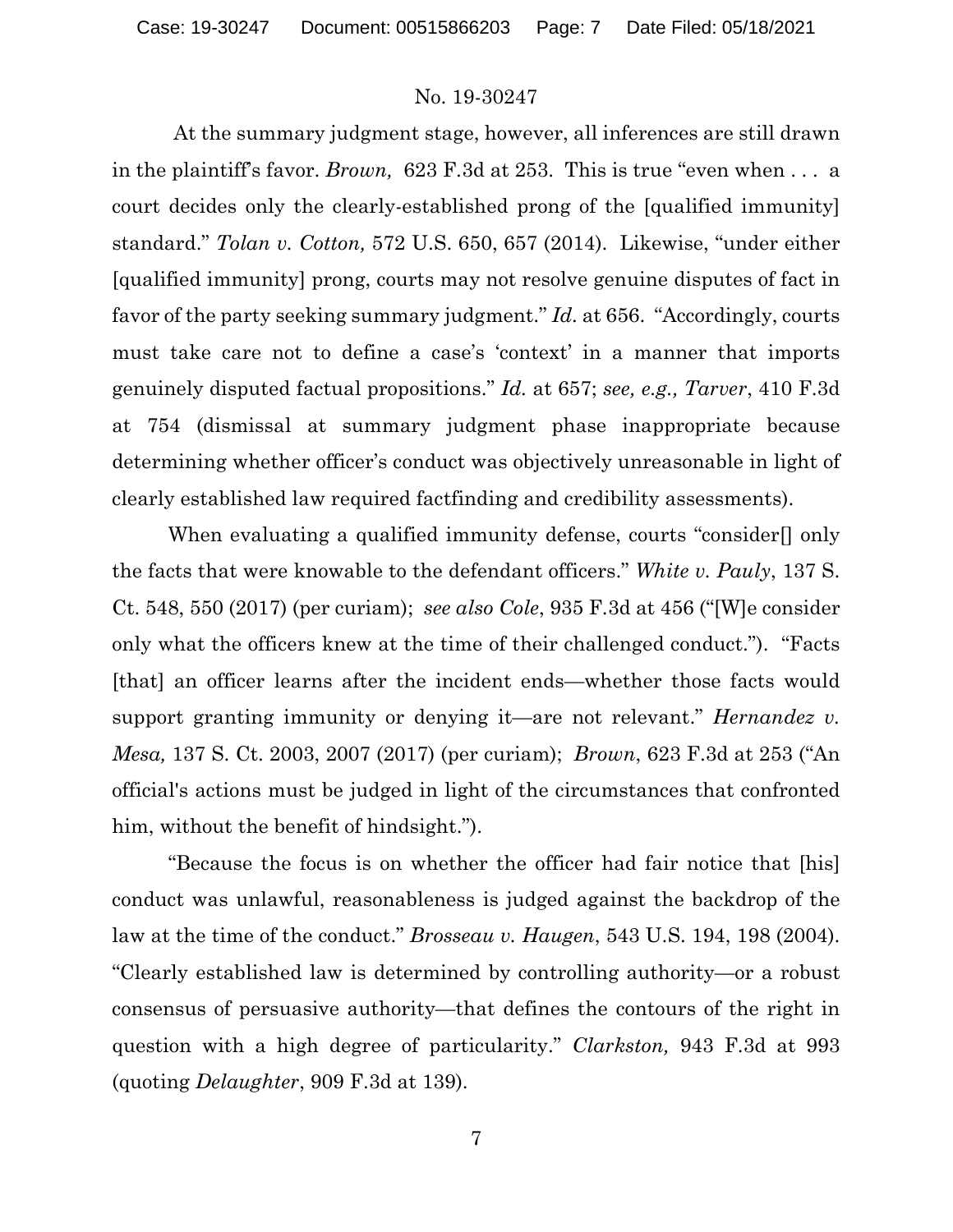At the summary judgment stage, however, all inferences are still drawn in the plaintiff's favor. *Brown,* 623 F.3d at 253. This is true "even when . . . a court decides only the clearly-established prong of the [qualified immunity] standard." *Tolan v. Cotton,* 572 U.S. 650, 657 (2014). Likewise, "under either [qualified immunity] prong, courts may not resolve genuine disputes of fact in favor of the party seeking summary judgment." *Id.* at 656. "Accordingly, courts must take care not to define a case's 'context' in a manner that imports genuinely disputed factual propositions." *Id.* at 657; *see, e.g., Tarver*, 410 F.3d at 754 (dismissal at summary judgment phase inappropriate because determining whether officer's conduct was objectively unreasonable in light of clearly established law required factfinding and credibility assessments).

When evaluating a qualified immunity defense, courts "consider[] only the facts that were knowable to the defendant officers." *White v. Pauly*, 137 S. Ct. 548, 550 (2017) (per curiam); *see also Cole*, 935 F.3d at 456 ("[W]e consider only what the officers knew at the time of their challenged conduct."). "Facts [that] an officer learns after the incident ends—whether those facts would support granting immunity or denying it—are not relevant." *Hernandez v. Mesa,* 137 S. Ct. 2003, 2007 (2017) (per curiam); *Brown*, 623 F.3d at 253 ("An official's actions must be judged in light of the circumstances that confronted him, without the benefit of hindsight.").

"Because the focus is on whether the officer had fair notice that [his] conduct was unlawful, reasonableness is judged against the backdrop of the law at the time of the conduct." *Brosseau v. Haugen*, 543 U.S. 194, 198 (2004). "Clearly established law is determined by controlling authority—or a robust consensus of persuasive authority—that defines the contours of the right in question with a high degree of particularity." *Clarkston,* 943 F.3d at 993 (quoting *Delaughter*, 909 F.3d at 139).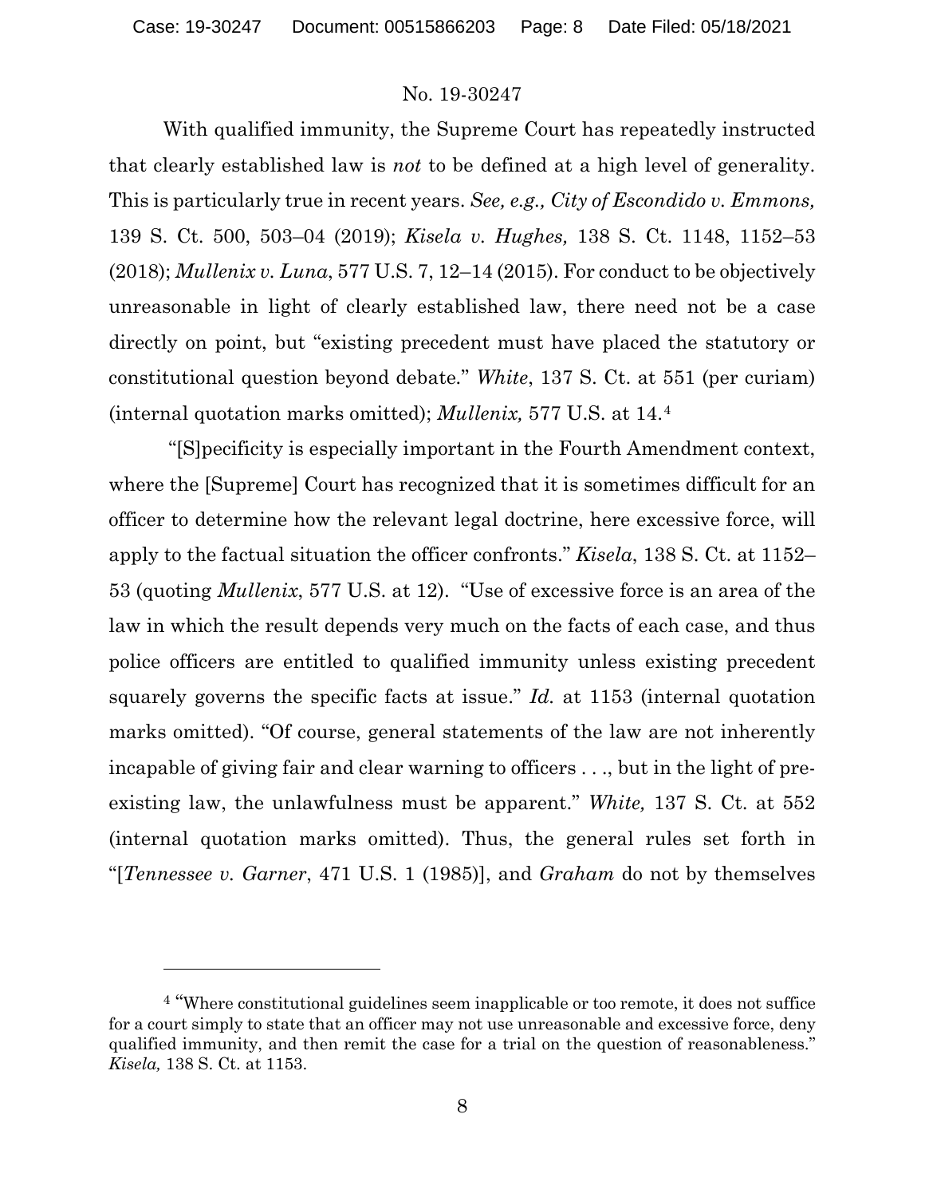With qualified immunity, the Supreme Court has repeatedly instructed that clearly established law is *not* to be defined at a high level of generality. This is particularly true in recent years. *See, e.g., City of Escondido v. Emmons,* 139 S. Ct. 500, 503–04 (2019); *Kisela v. Hughes,* 138 S. Ct. 1148, 1152–53 (2018); *Mullenix v. Luna*, 577 U.S. 7, 12–14 (2015). For conduct to be objectively unreasonable in light of clearly established law, there need not be a case directly on point, but "existing precedent must have placed the statutory or constitutional question beyond debate." *White*, 137 S. Ct. at 551 (per curiam) (internal quotation marks omitted); *Mullenix,* 577 U.S. at 14.[4]

"[S]pecificity is especially important in the Fourth Amendment context, where the [Supreme] Court has recognized that it is sometimes difficult for an officer to determine how the relevant legal doctrine, here excessive force, will apply to the factual situation the officer confronts." *Kisela*, 138 S. Ct. at 1152–53 (quoting *Mullenix*, 577 U.S. at 12). "Use of excessive force is an area of the law in which the result depends very much on the facts of each case, and thus police officers are entitled to qualified immunity unless existing precedent squarely governs the specific facts at issue." *Id.* at 1153 (internal quotation marks omitted). "Of course, general statements of the law are not inherently incapable of giving fair and clear warning to officers . . ., but in the light of pre-existing law, the unlawfulness must be apparent." *White,* 137 S. Ct. at 552 (internal quotation marks omitted). Thus, the general rules set forth in "[*Tennessee v. Garner*, 471 U.S. 1 (1985)], and *Graham* do not by themselves

---

[4] "Where constitutional guidelines seem inapplicable or too remote, it does not suffice for a court simply to state that an officer may not use unreasonable and excessive force, deny qualified immunity, and then remit the case for a trial on the question of reasonableness." *Kisela,* 138 S. Ct. at 1153.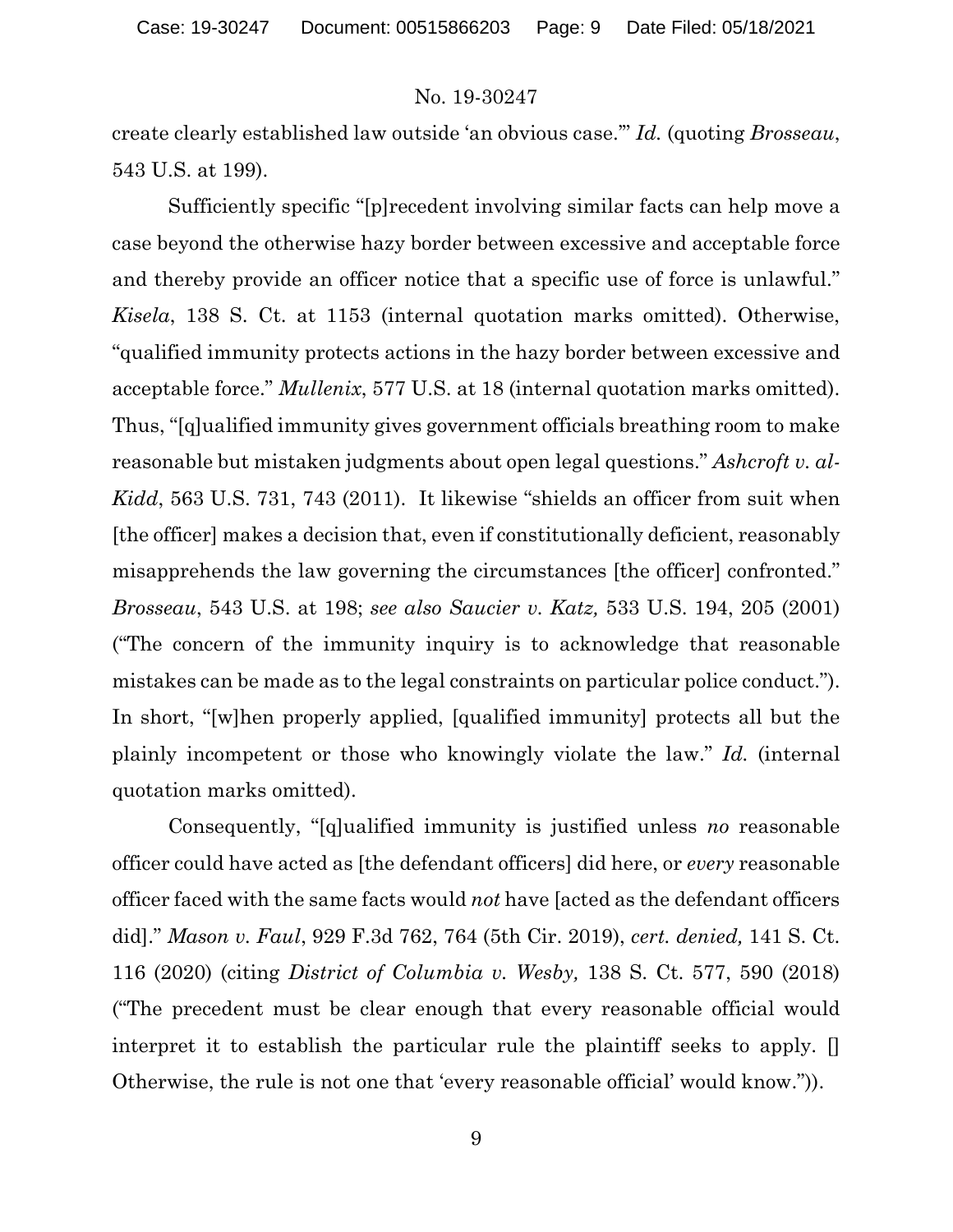create clearly established law outside 'an obvious case.'" *Id.* (quoting *Brosseau*, 543 U.S. at 199).

Sufficiently specific "[p]recedent involving similar facts can help move a case beyond the otherwise hazy border between excessive and acceptable force and thereby provide an officer notice that a specific use of force is unlawful." *Kisela*, 138 S. Ct. at 1153 (internal quotation marks omitted). Otherwise, "qualified immunity protects actions in the hazy border between excessive and acceptable force." *Mullenix*, 577 U.S. at 18 (internal quotation marks omitted). Thus, "[q]ualified immunity gives government officials breathing room to make reasonable but mistaken judgments about open legal questions." *Ashcroft v. al-Kidd*, 563 U.S. 731, 743 (2011). It likewise "shields an officer from suit when [the officer] makes a decision that, even if constitutionally deficient, reasonably misapprehends the law governing the circumstances [the officer] confronted." *Brosseau*, 543 U.S. at 198; *see also Saucier v. Katz,* 533 U.S. 194, 205 (2001) ("The concern of the immunity inquiry is to acknowledge that reasonable mistakes can be made as to the legal constraints on particular police conduct."). In short, "[w]hen properly applied, [qualified immunity] protects all but the plainly incompetent or those who knowingly violate the law." *Id.* (internal quotation marks omitted).

Consequently, "[q]ualified immunity is justified unless *no* reasonable officer could have acted as [the defendant officers] did here, or *every* reasonable officer faced with the same facts would *not* have [acted as the defendant officers did]." *Mason v. Faul*, 929 F.3d 762, 764 (5th Cir. 2019), *cert. denied,* 141 S. Ct. 116 (2020) (citing *District of Columbia v. Wesby,* 138 S. Ct. 577, 590 (2018) ("The precedent must be clear enough that every reasonable official would interpret it to establish the particular rule the plaintiff seeks to apply. [] Otherwise, the rule is not one that 'every reasonable official' would know.")).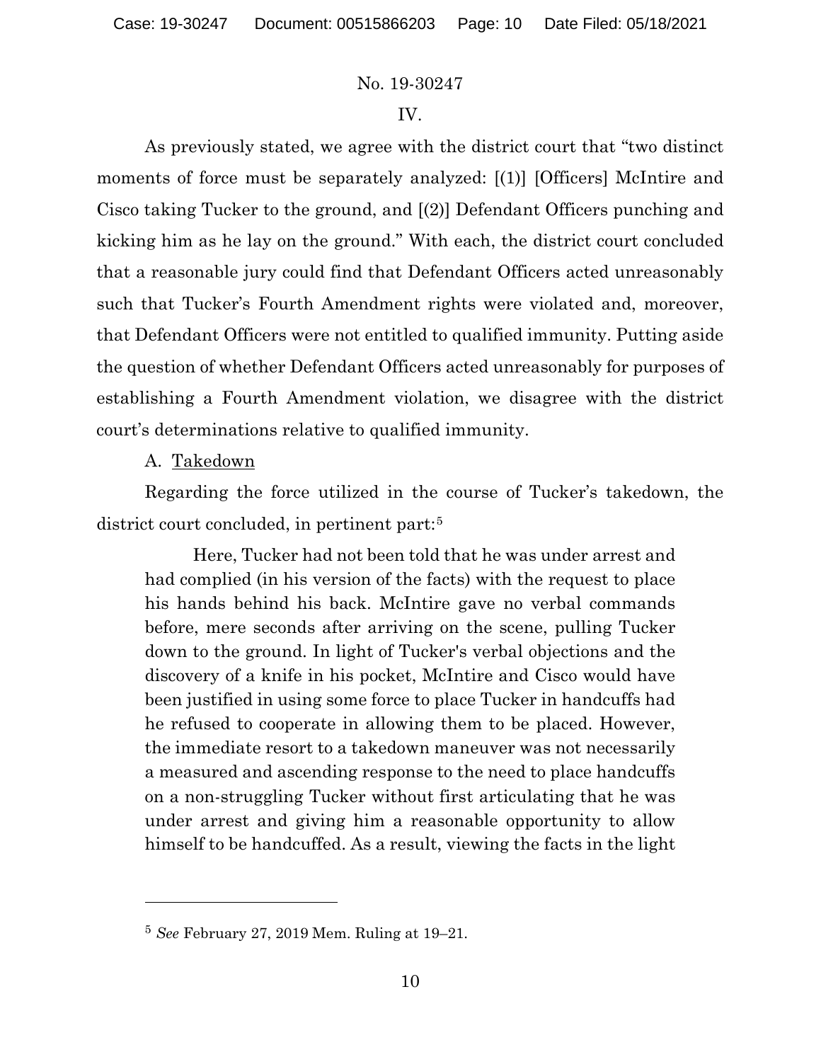IV.

As previously stated, we agree with the district court that "two distinct moments of force must be separately analyzed: [(1)] [Officers] McIntire and Cisco taking Tucker to the ground, and [(2)] Defendant Officers punching and kicking him as he lay on the ground." With each, the district court concluded that a reasonable jury could find that Defendant Officers acted unreasonably such that Tucker's Fourth Amendment rights were violated and, moreover, that Defendant Officers were not entitled to qualified immunity. Putting aside the question of whether Defendant Officers acted unreasonably for purposes of establishing a Fourth Amendment violation, we disagree with the district court's determinations relative to qualified immunity.

A. Takedown

Regarding the force utilized in the course of Tucker's takedown, the district court concluded, in pertinent part:[5]

> Here, Tucker had not been told that he was under arrest and had complied (in his version of the facts) with the request to place his hands behind his back. McIntire gave no verbal commands before, mere seconds after arriving on the scene, pulling Tucker down to the ground. In light of Tucker's verbal objections and the discovery of a knife in his pocket, McIntire and Cisco would have been justified in using some force to place Tucker in handcuffs had he refused to cooperate in allowing them to be placed. However, the immediate resort to a takedown maneuver was not necessarily a measured and ascending response to the need to place handcuffs on a non-struggling Tucker without first articulating that he was under arrest and giving him a reasonable opportunity to allow himself to be handcuffed. As a result, viewing the facts in the light

[5] *See* February 27, 2019 Mem. Ruling at 19–21.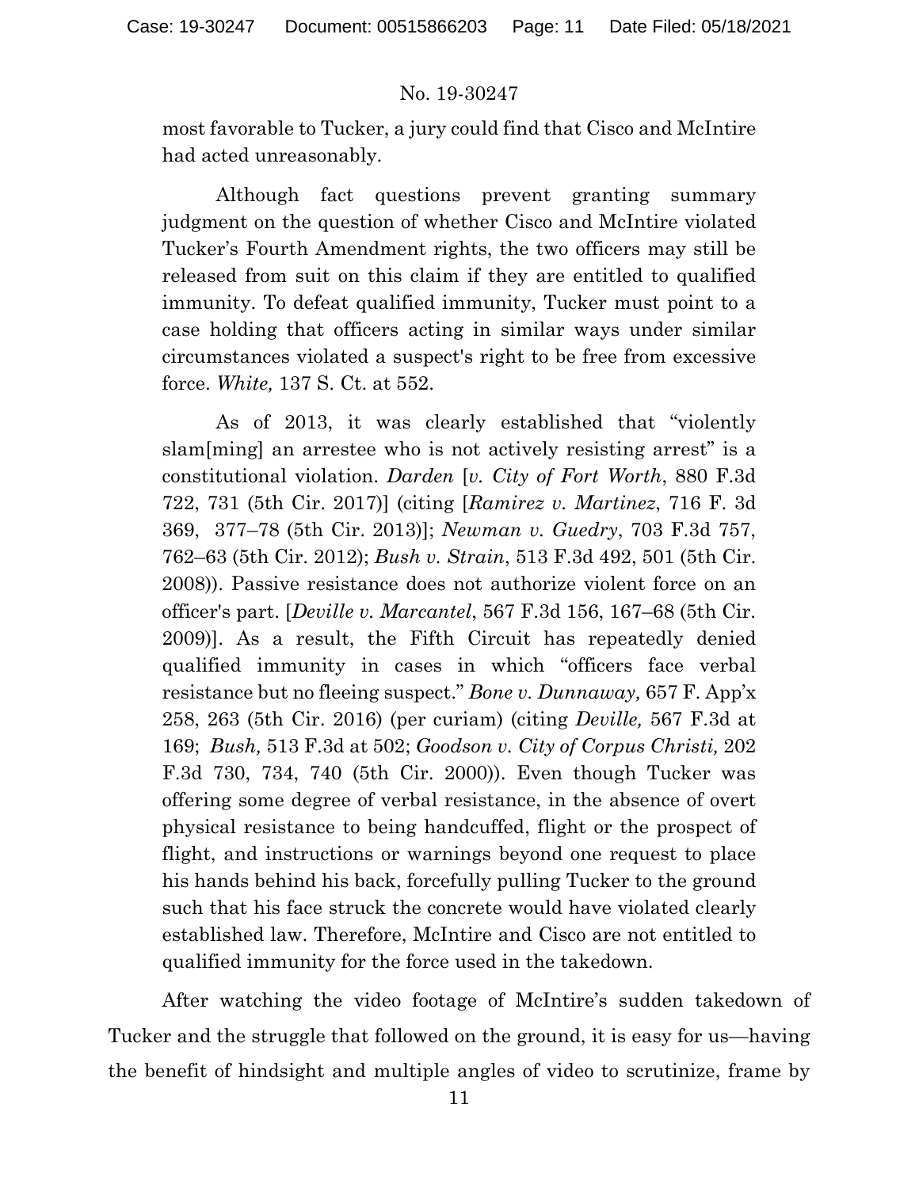most favorable to Tucker, a jury could find that Cisco and McIntire had acted unreasonably.

Although fact questions prevent granting summary judgment on the question of whether Cisco and McIntire violated Tucker's Fourth Amendment rights, the two officers may still be released from suit on this claim if they are entitled to qualified immunity. To defeat qualified immunity, Tucker must point to a case holding that officers acting in similar ways under similar circumstances violated a suspect's right to be free from excessive force. *White,* 137 S. Ct. at 552.

As of 2013, it was clearly established that "violently slam[ming] an arrestee who is not actively resisting arrest" is a constitutional violation. *Darden* [*v. City of Fort Worth*, 880 F.3d 722, 731 (5th Cir. 2017)] (citing [*Ramirez v. Martinez*, 716 F. 3d 369, 377–78 (5th Cir. 2013)]; *Newman v. Guedry*, 703 F.3d 757, 762–63 (5th Cir. 2012); *Bush v. Strain*, 513 F.3d 492, 501 (5th Cir. 2008)). Passive resistance does not authorize violent force on an officer's part. [*Deville v. Marcantel*, 567 F.3d 156, 167–68 (5th Cir. 2009)]. As a result, the Fifth Circuit has repeatedly denied qualified immunity in cases in which "officers face verbal resistance but no fleeing suspect." *Bone v. Dunnaway,* 657 F. App'x 258, 263 (5th Cir. 2016) (per curiam) (citing *Deville,* 567 F.3d at 169; *Bush,* 513 F.3d at 502; *Goodson v. City of Corpus Christi,* 202 F.3d 730, 734, 740 (5th Cir. 2000)). Even though Tucker was offering some degree of verbal resistance, in the absence of overt physical resistance to being handcuffed, flight or the prospect of flight, and instructions or warnings beyond one request to place his hands behind his back, forcefully pulling Tucker to the ground such that his face struck the concrete would have violated clearly established law. Therefore, McIntire and Cisco are not entitled to qualified immunity for the force used in the takedown.

After watching the video footage of McIntire's sudden takedown of Tucker and the struggle that followed on the ground, it is easy for us—having the benefit of hindsight and multiple angles of video to scrutinize, frame by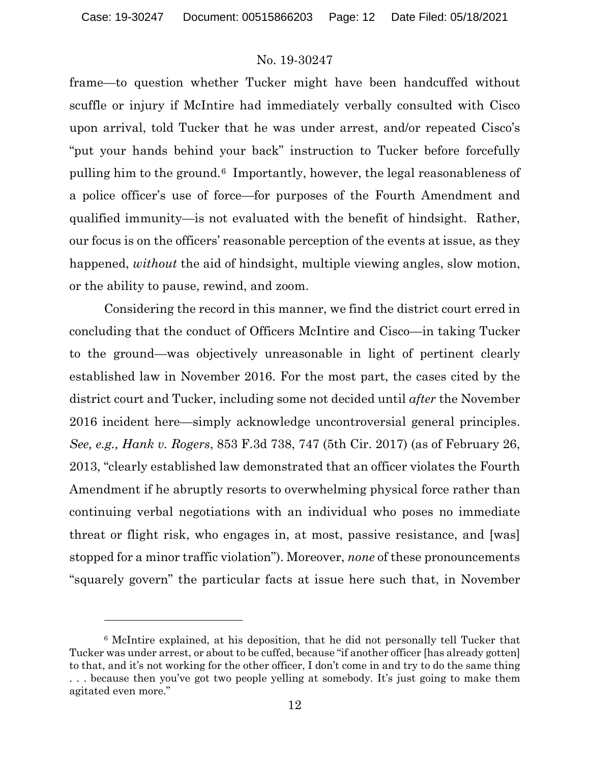frame—to question whether Tucker might have been handcuffed without scuffle or injury if McIntire had immediately verbally consulted with Cisco upon arrival, told Tucker that he was under arrest, and/or repeated Cisco's "put your hands behind your back" instruction to Tucker before forcefully pulling him to the ground.[6] Importantly, however, the legal reasonableness of a police officer's use of force—for purposes of the Fourth Amendment and qualified immunity—is not evaluated with the benefit of hindsight. Rather, our focus is on the officers' reasonable perception of the events at issue, as they happened, *without* the aid of hindsight, multiple viewing angles, slow motion, or the ability to pause, rewind, and zoom.

Considering the record in this manner, we find the district court erred in concluding that the conduct of Officers McIntire and Cisco—in taking Tucker to the ground—was objectively unreasonable in light of pertinent clearly established law in November 2016. For the most part, the cases cited by the district court and Tucker, including some not decided until *after* the November 2016 incident here—simply acknowledge uncontroversial general principles. *See, e.g., Hank v. Rogers*, 853 F.3d 738, 747 (5th Cir. 2017) (as of February 26, 2013, "clearly established law demonstrated that an officer violates the Fourth Amendment if he abruptly resorts to overwhelming physical force rather than continuing verbal negotiations with an individual who poses no immediate threat or flight risk, who engages in, at most, passive resistance, and [was] stopped for a minor traffic violation"). Moreover, *none* of these pronouncements "squarely govern" the particular facts at issue here such that, in November

[6] McIntire explained, at his deposition, that he did not personally tell Tucker that Tucker was under arrest, or about to be cuffed, because "if another officer [has already gotten] to that, and it's not working for the other officer, I don't come in and try to do the same thing . . . because then you've got two people yelling at somebody. It's just going to make them agitated even more."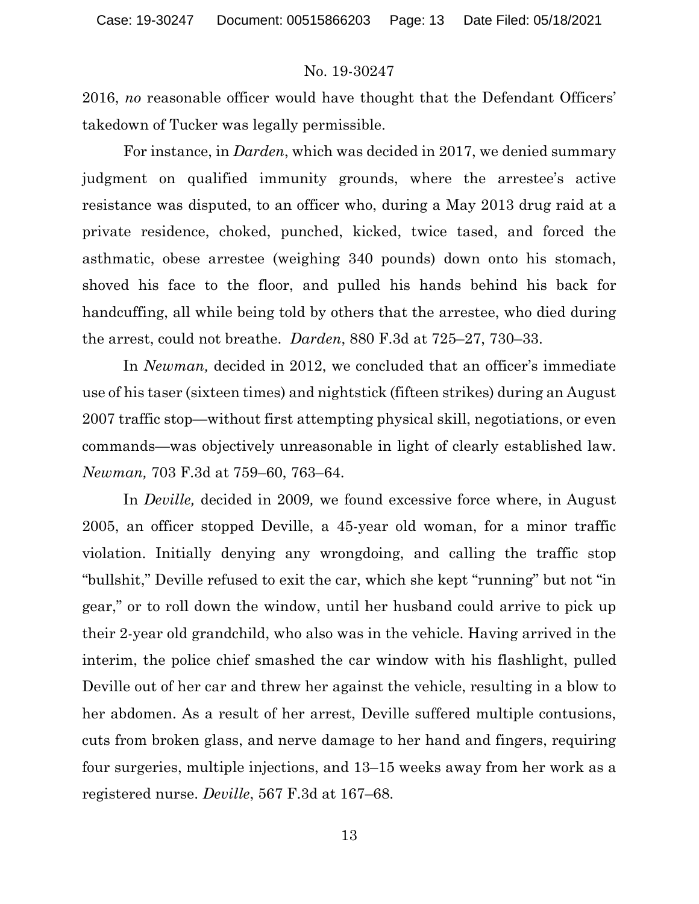2016, *no* reasonable officer would have thought that the Defendant Officers' takedown of Tucker was legally permissible.

For instance, in *Darden*, which was decided in 2017, we denied summary judgment on qualified immunity grounds, where the arrestee's active resistance was disputed, to an officer who, during a May 2013 drug raid at a private residence, choked, punched, kicked, twice tased, and forced the asthmatic, obese arrestee (weighing 340 pounds) down onto his stomach, shoved his face to the floor, and pulled his hands behind his back for handcuffing, all while being told by others that the arrestee, who died during the arrest, could not breathe. *Darden*, 880 F.3d at 725–27, 730–33.

In *Newman,* decided in 2012, we concluded that an officer's immediate use of his taser (sixteen times) and nightstick (fifteen strikes) during an August 2007 traffic stop—without first attempting physical skill, negotiations, or even commands—was objectively unreasonable in light of clearly established law. *Newman,* 703 F.3d at 759–60, 763–64.

In *Deville,* decided in 2009*,* we found excessive force where, in August 2005, an officer stopped Deville, a 45-year old woman, for a minor traffic violation. Initially denying any wrongdoing, and calling the traffic stop "bullshit," Deville refused to exit the car, which she kept "running" but not "in gear," or to roll down the window, until her husband could arrive to pick up their 2-year old grandchild, who also was in the vehicle. Having arrived in the interim, the police chief smashed the car window with his flashlight, pulled Deville out of her car and threw her against the vehicle, resulting in a blow to her abdomen. As a result of her arrest, Deville suffered multiple contusions, cuts from broken glass, and nerve damage to her hand and fingers, requiring four surgeries, multiple injections, and 13–15 weeks away from her work as a registered nurse. *Deville*, 567 F.3d at 167–68.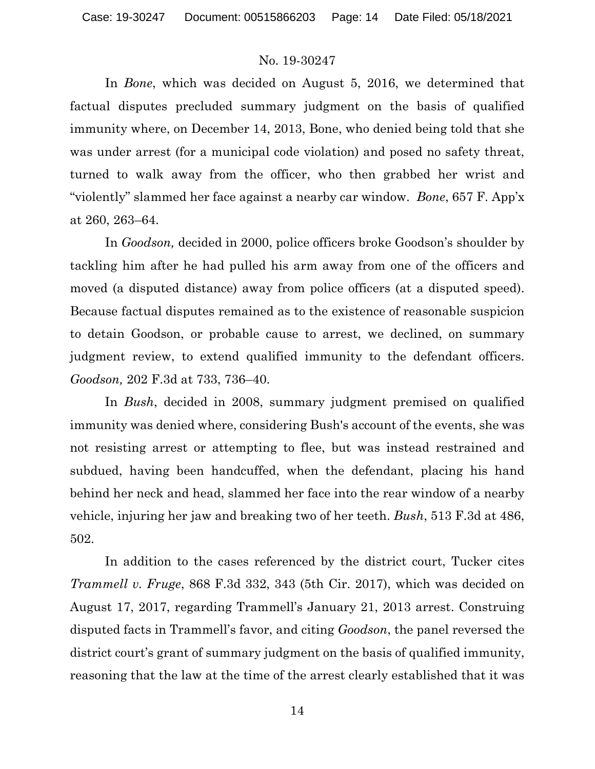In *Bone*, which was decided on August 5, 2016, we determined that factual disputes precluded summary judgment on the basis of qualified immunity where, on December 14, 2013, Bone, who denied being told that she was under arrest (for a municipal code violation) and posed no safety threat, turned to walk away from the officer, who then grabbed her wrist and "violently" slammed her face against a nearby car window. *Bone*, 657 F. App'x at 260, 263–64.

In *Goodson,* decided in 2000, police officers broke Goodson's shoulder by tackling him after he had pulled his arm away from one of the officers and moved (a disputed distance) away from police officers (at a disputed speed). Because factual disputes remained as to the existence of reasonable suspicion to detain Goodson, or probable cause to arrest, we declined, on summary judgment review, to extend qualified immunity to the defendant officers. *Goodson,* 202 F.3d at 733, 736–40.

In *Bush*, decided in 2008, summary judgment premised on qualified immunity was denied where, considering Bush's account of the events, she was not resisting arrest or attempting to flee, but was instead restrained and subdued, having been handcuffed, when the defendant, placing his hand behind her neck and head, slammed her face into the rear window of a nearby vehicle, injuring her jaw and breaking two of her teeth. *Bush*, 513 F.3d at 486, 502.

In addition to the cases referenced by the district court, Tucker cites *Trammell v. Fruge*, 868 F.3d 332, 343 (5th Cir. 2017), which was decided on August 17, 2017, regarding Trammell's January 21, 2013 arrest. Construing disputed facts in Trammell's favor, and citing *Goodson*, the panel reversed the district court's grant of summary judgment on the basis of qualified immunity, reasoning that the law at the time of the arrest clearly established that it was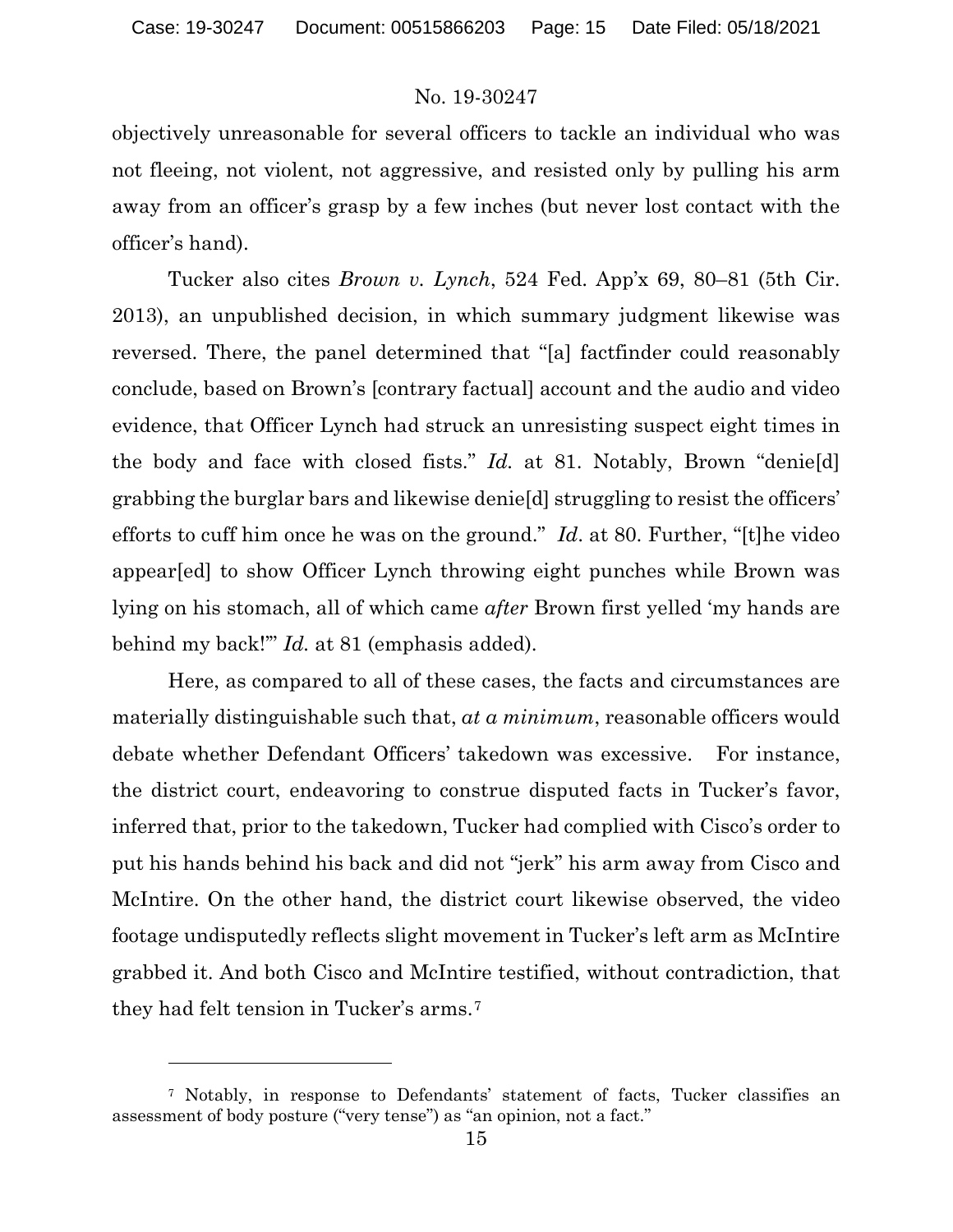objectively unreasonable for several officers to tackle an individual who was not fleeing, not violent, not aggressive, and resisted only by pulling his arm away from an officer's grasp by a few inches (but never lost contact with the officer's hand).

Tucker also cites *Brown v. Lynch*, 524 Fed. App'x 69, 80–81 (5th Cir. 2013), an unpublished decision, in which summary judgment likewise was reversed. There, the panel determined that "[a] factfinder could reasonably conclude, based on Brown's [contrary factual] account and the audio and video evidence, that Officer Lynch had struck an unresisting suspect eight times in the body and face with closed fists." *Id.* at 81. Notably, Brown "denie[d] grabbing the burglar bars and likewise denie[d] struggling to resist the officers' efforts to cuff him once he was on the ground." *Id.* at 80. Further, "[t]he video appear[ed] to show Officer Lynch throwing eight punches while Brown was lying on his stomach, all of which came *after* Brown first yelled 'my hands are behind my back!'" *Id.* at 81 (emphasis added).

Here, as compared to all of these cases, the facts and circumstances are materially distinguishable such that, *at a minimum*, reasonable officers would debate whether Defendant Officers' takedown was excessive. For instance, the district court, endeavoring to construe disputed facts in Tucker's favor, inferred that, prior to the takedown, Tucker had complied with Cisco's order to put his hands behind his back and did not "jerk" his arm away from Cisco and McIntire. On the other hand, the district court likewise observed, the video footage undisputedly reflects slight movement in Tucker's left arm as McIntire grabbed it. And both Cisco and McIntire testified, without contradiction, that they had felt tension in Tucker's arms.[7]

[7] Notably, in response to Defendants' statement of facts, Tucker classifies an assessment of body posture ("very tense") as "an opinion, not a fact."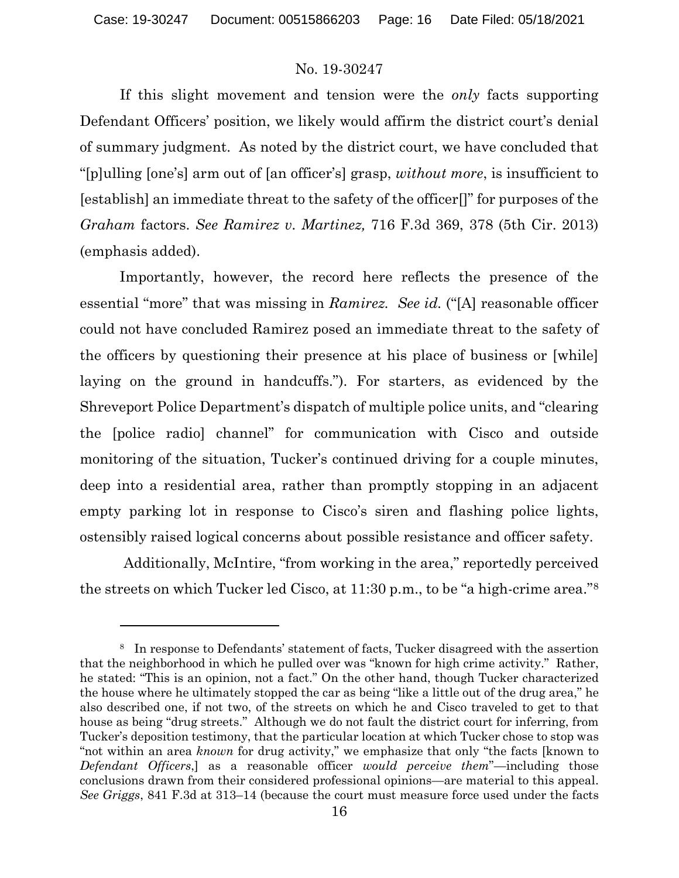If this slight movement and tension were the *only* facts supporting Defendant Officers' position, we likely would affirm the district court's denial of summary judgment. As noted by the district court, we have concluded that "[p]ulling [one's] arm out of [an officer's] grasp, *without more*, is insufficient to [establish] an immediate threat to the safety of the officer[]" for purposes of the *Graham* factors. *See Ramirez v. Martinez,* 716 F.3d 369, 378 (5th Cir. 2013) (emphasis added).

Importantly, however, the record here reflects the presence of the essential "more" that was missing in *Ramirez. See id.* ("[A] reasonable officer could not have concluded Ramirez posed an immediate threat to the safety of the officers by questioning their presence at his place of business or [while] laying on the ground in handcuffs."). For starters, as evidenced by the Shreveport Police Department's dispatch of multiple police units, and "clearing the [police radio] channel" for communication with Cisco and outside monitoring of the situation, Tucker's continued driving for a couple minutes, deep into a residential area, rather than promptly stopping in an adjacent empty parking lot in response to Cisco's siren and flashing police lights, ostensibly raised logical concerns about possible resistance and officer safety.

Additionally, McIntire, "from working in the area," reportedly perceived the streets on which Tucker led Cisco, at 11:30 p.m., to be "a high-crime area."[8]

[8] In response to Defendants' statement of facts, Tucker disagreed with the assertion that the neighborhood in which he pulled over was "known for high crime activity." Rather, he stated: "This is an opinion, not a fact." On the other hand, though Tucker characterized the house where he ultimately stopped the car as being "like a little out of the drug area," he also described one, if not two, of the streets on which he and Cisco traveled to get to that house as being "drug streets." Although we do not fault the district court for inferring, from Tucker's deposition testimony, that the particular location at which Tucker chose to stop was "not within an area *known* for drug activity," we emphasize that only "the facts [known to *Defendant Officers*,] as a reasonable officer *would perceive them*"—including those conclusions drawn from their considered professional opinions—are material to this appeal. *See Griggs*, 841 F.3d at 313–14 (because the court must measure force used under the facts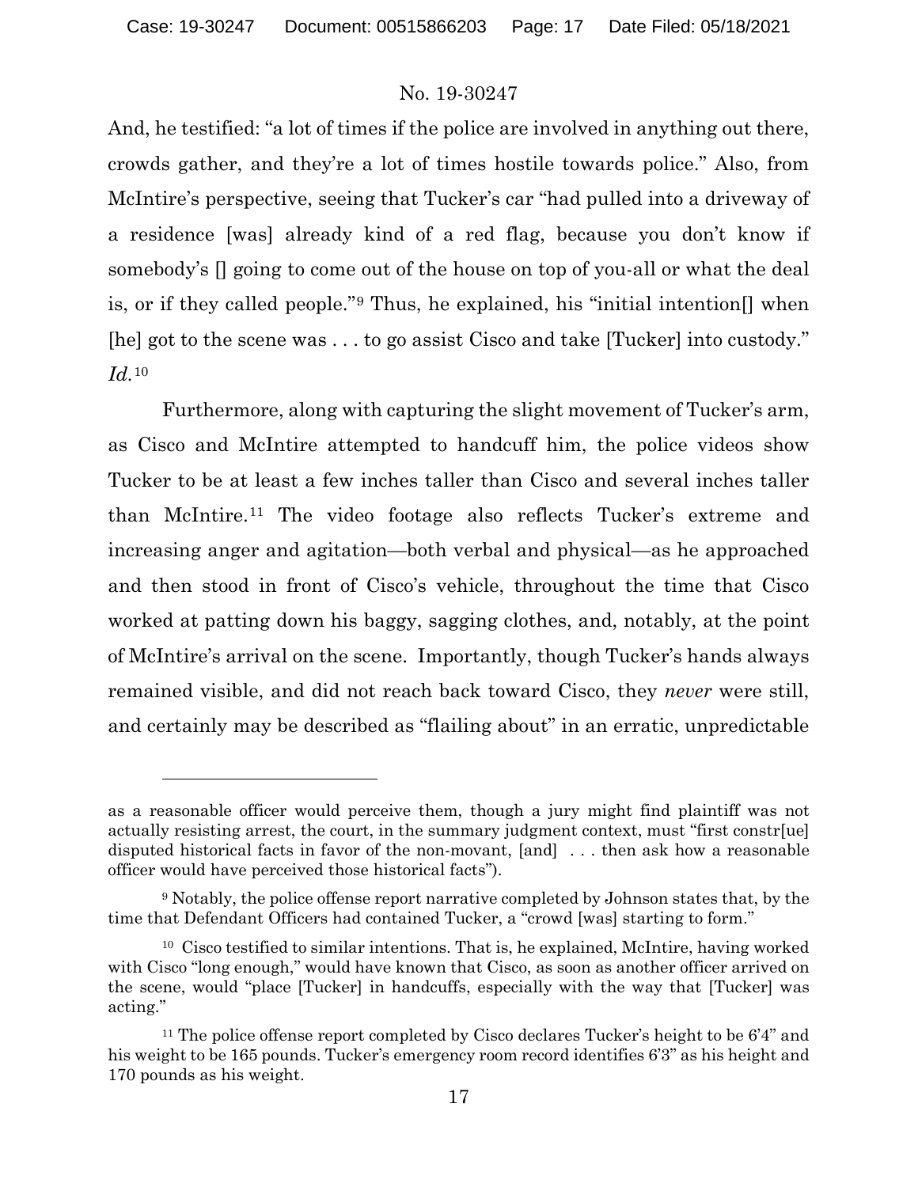And, he testified: "a lot of times if the police are involved in anything out there, crowds gather, and they're a lot of times hostile towards police." Also, from McIntire's perspective, seeing that Tucker's car "had pulled into a driveway of a residence [was] already kind of a red flag, because you don't know if somebody's [] going to come out of the house on top of you-all or what the deal is, or if they called people."[9] Thus, he explained, his "initial intention[] when [he] got to the scene was . . . to go assist Cisco and take [Tucker] into custody." *Id.*[10]

Furthermore, along with capturing the slight movement of Tucker's arm, as Cisco and McIntire attempted to handcuff him, the police videos show Tucker to be at least a few inches taller than Cisco and several inches taller than McIntire.[11] The video footage also reflects Tucker's extreme and increasing anger and agitation—both verbal and physical—as he approached and then stood in front of Cisco's vehicle, throughout the time that Cisco worked at patting down his baggy, sagging clothes, and, notably, at the point of McIntire's arrival on the scene. Importantly, though Tucker's hands always remained visible, and did not reach back toward Cisco, they *never* were still, and certainly may be described as "flailing about" in an erratic, unpredictable

---

as a reasonable officer would perceive them, though a jury might find plaintiff was not actually resisting arrest, the court, in the summary judgment context, must "first constr[ue] disputed historical facts in favor of the non-movant, [and] . . . then ask how a reasonable officer would have perceived those historical facts").

[9] Notably, the police offense report narrative completed by Johnson states that, by the time that Defendant Officers had contained Tucker, a "crowd [was] starting to form."

[10] Cisco testified to similar intentions. That is, he explained, McIntire, having worked with Cisco "long enough," would have known that Cisco, as soon as another officer arrived on the scene, would "place [Tucker] in handcuffs, especially with the way that [Tucker] was acting."

[11] The police offense report completed by Cisco declares Tucker's height to be 6'4" and his weight to be 165 pounds. Tucker's emergency room record identifies 6'3" as his height and 170 pounds as his weight.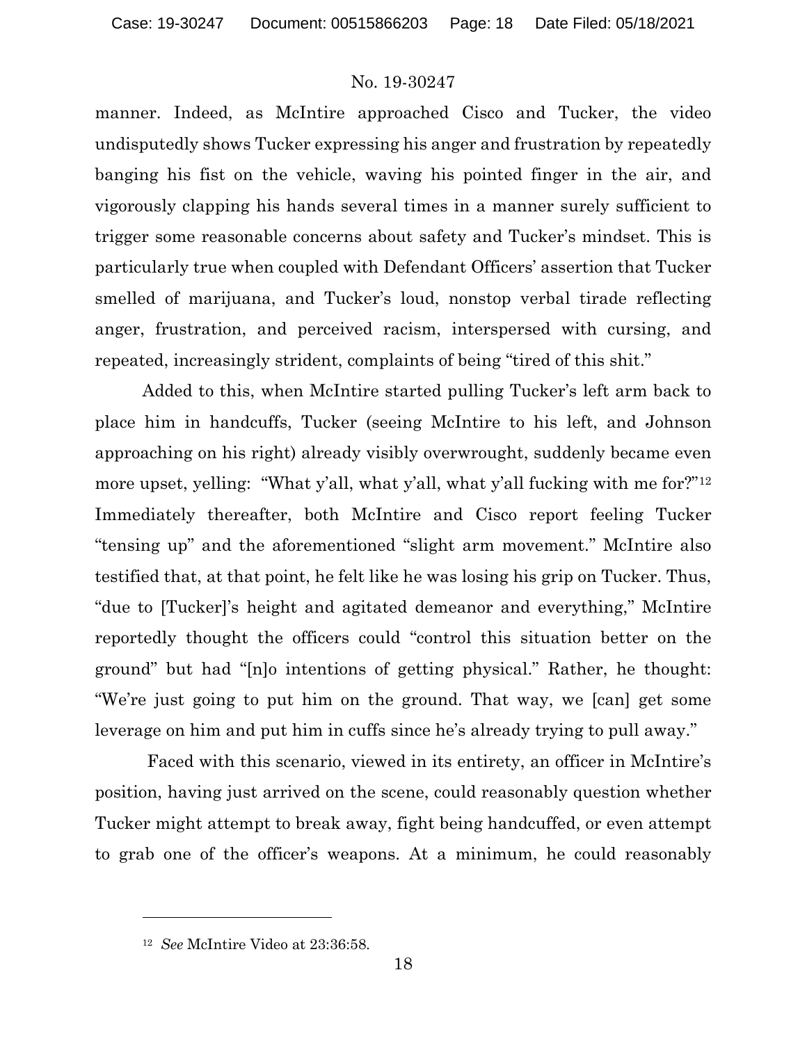manner. Indeed, as McIntire approached Cisco and Tucker, the video undisputedly shows Tucker expressing his anger and frustration by repeatedly banging his fist on the vehicle, waving his pointed finger in the air, and vigorously clapping his hands several times in a manner surely sufficient to trigger some reasonable concerns about safety and Tucker's mindset. This is particularly true when coupled with Defendant Officers' assertion that Tucker smelled of marijuana, and Tucker's loud, nonstop verbal tirade reflecting anger, frustration, and perceived racism, interspersed with cursing, and repeated, increasingly strident, complaints of being "tired of this shit."

Added to this, when McIntire started pulling Tucker's left arm back to place him in handcuffs, Tucker (seeing McIntire to his left, and Johnson approaching on his right) already visibly overwrought, suddenly became even more upset, yelling: "What y'all, what y'all, what y'all fucking with me for?"[12] Immediately thereafter, both McIntire and Cisco report feeling Tucker "tensing up" and the aforementioned "slight arm movement." McIntire also testified that, at that point, he felt like he was losing his grip on Tucker. Thus, "due to [Tucker]'s height and agitated demeanor and everything," McIntire reportedly thought the officers could "control this situation better on the ground" but had "[n]o intentions of getting physical." Rather, he thought: "We're just going to put him on the ground. That way, we [can] get some leverage on him and put him in cuffs since he's already trying to pull away."

Faced with this scenario, viewed in its entirety, an officer in McIntire's position, having just arrived on the scene, could reasonably question whether Tucker might attempt to break away, fight being handcuffed, or even attempt to grab one of the officer's weapons. At a minimum, he could reasonably

---

[12] *See* McIntire Video at 23:36:58.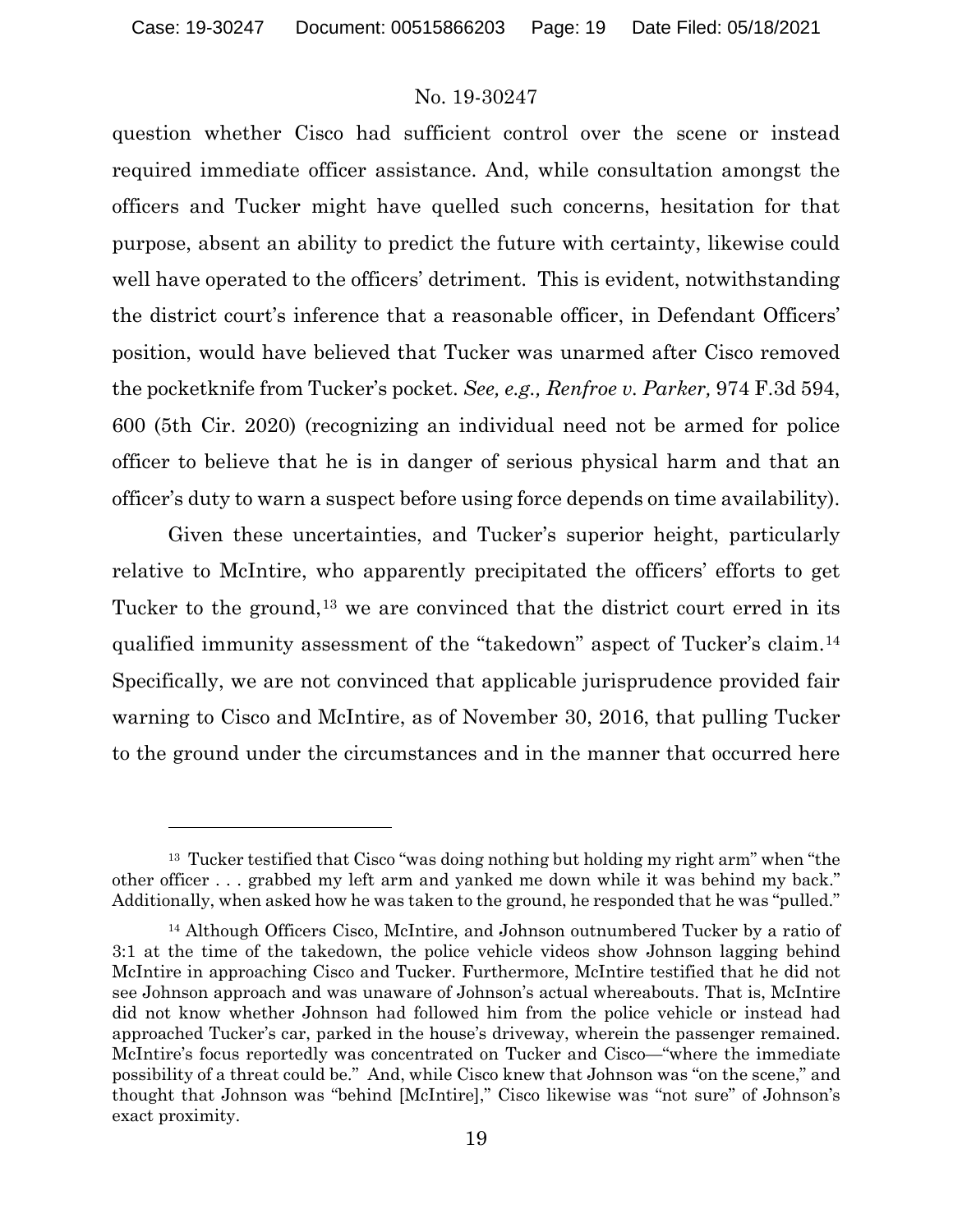question whether Cisco had sufficient control over the scene or instead required immediate officer assistance. And, while consultation amongst the officers and Tucker might have quelled such concerns, hesitation for that purpose, absent an ability to predict the future with certainty, likewise could well have operated to the officers' detriment. This is evident, notwithstanding the district court's inference that a reasonable officer, in Defendant Officers' position, would have believed that Tucker was unarmed after Cisco removed the pocketknife from Tucker's pocket. *See, e.g., Renfroe v. Parker,* 974 F.3d 594, 600 (5th Cir. 2020) (recognizing an individual need not be armed for police officer to believe that he is in danger of serious physical harm and that an officer's duty to warn a suspect before using force depends on time availability).

Given these uncertainties, and Tucker's superior height, particularly relative to McIntire, who apparently precipitated the officers' efforts to get Tucker to the ground,[13] we are convinced that the district court erred in its qualified immunity assessment of the "takedown" aspect of Tucker's claim.[14] Specifically, we are not convinced that applicable jurisprudence provided fair warning to Cisco and McIntire, as of November 30, 2016, that pulling Tucker to the ground under the circumstances and in the manner that occurred here

---

[13] Tucker testified that Cisco "was doing nothing but holding my right arm" when "the other officer . . . grabbed my left arm and yanked me down while it was behind my back." Additionally, when asked how he was taken to the ground, he responded that he was "pulled."

[14] Although Officers Cisco, McIntire, and Johnson outnumbered Tucker by a ratio of 3:1 at the time of the takedown, the police vehicle videos show Johnson lagging behind McIntire in approaching Cisco and Tucker. Furthermore, McIntire testified that he did not see Johnson approach and was unaware of Johnson's actual whereabouts. That is, McIntire did not know whether Johnson had followed him from the police vehicle or instead had approached Tucker's car, parked in the house's driveway, wherein the passenger remained. McIntire's focus reportedly was concentrated on Tucker and Cisco—"where the immediate possibility of a threat could be." And, while Cisco knew that Johnson was "on the scene," and thought that Johnson was "behind [McIntire]," Cisco likewise was "not sure" of Johnson's exact proximity.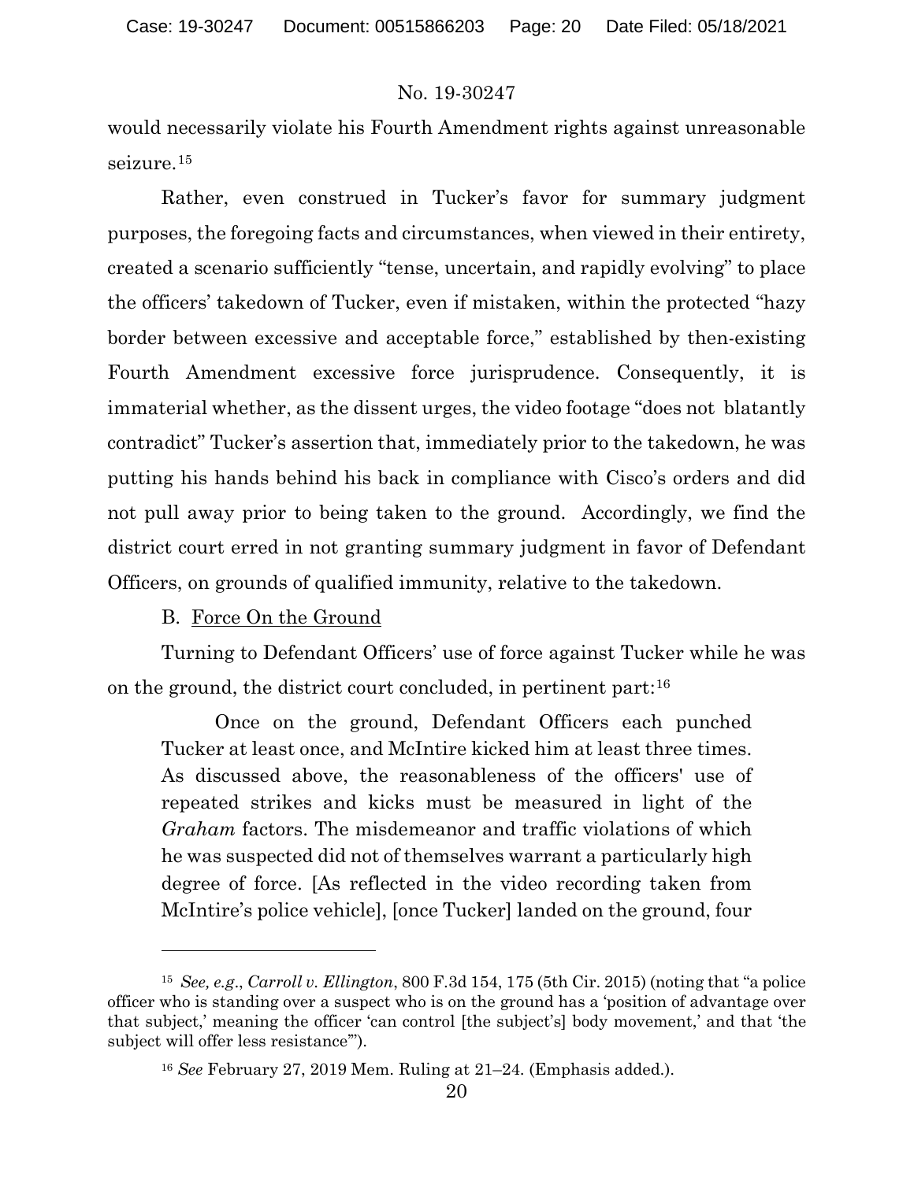would necessarily violate his Fourth Amendment rights against unreasonable seizure.[15]

Rather, even construed in Tucker's favor for summary judgment purposes, the foregoing facts and circumstances, when viewed in their entirety, created a scenario sufficiently "tense, uncertain, and rapidly evolving" to place the officers' takedown of Tucker, even if mistaken, within the protected "hazy border between excessive and acceptable force," established by then-existing Fourth Amendment excessive force jurisprudence. Consequently, it is immaterial whether, as the dissent urges, the video footage "does not blatantly contradict" Tucker's assertion that, immediately prior to the takedown, he was putting his hands behind his back in compliance with Cisco's orders and did not pull away prior to being taken to the ground. Accordingly, we find the district court erred in not granting summary judgment in favor of Defendant Officers, on grounds of qualified immunity, relative to the takedown.

B. Force On the Ground

Turning to Defendant Officers' use of force against Tucker while he was on the ground, the district court concluded, in pertinent part:[16]

> Once on the ground, Defendant Officers each punched Tucker at least once, and McIntire kicked him at least three times. As discussed above, the reasonableness of the officers' use of repeated strikes and kicks must be measured in light of the *Graham* factors. The misdemeanor and traffic violations of which he was suspected did not of themselves warrant a particularly high degree of force. [As reflected in the video recording taken from McIntire's police vehicle], [once Tucker] landed on the ground, four

---

[15] *See, e.g.*, *Carroll v. Ellington*, 800 F.3d 154, 175 (5th Cir. 2015) (noting that "a police officer who is standing over a suspect who is on the ground has a 'position of advantage over that subject,' meaning the officer 'can control [the subject's] body movement,' and that 'the subject will offer less resistance'").

[16] *See* February 27, 2019 Mem. Ruling at 21–24. (Emphasis added.).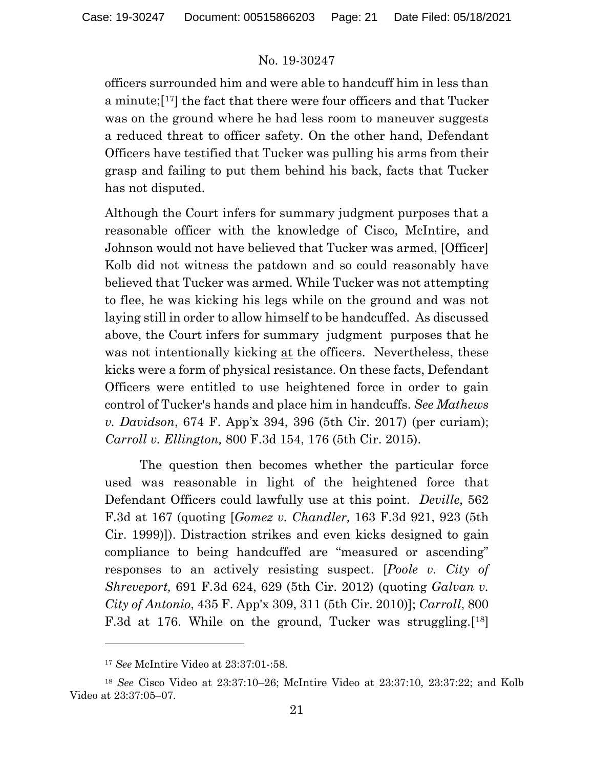officers surrounded him and were able to handcuff him in less than a minute;[17] the fact that there were four officers and that Tucker was on the ground where he had less room to maneuver suggests a reduced threat to officer safety. On the other hand, Defendant Officers have testified that Tucker was pulling his arms from their grasp and failing to put them behind his back, facts that Tucker has not disputed.

Although the Court infers for summary judgment purposes that a reasonable officer with the knowledge of Cisco, McIntire, and Johnson would not have believed that Tucker was armed, [Officer] Kolb did not witness the patdown and so could reasonably have believed that Tucker was armed. While Tucker was not attempting to flee, he was kicking his legs while on the ground and was not laying still in order to allow himself to be handcuffed. As discussed above, the Court infers for summary judgment purposes that he was not intentionally kicking <u>at</u> the officers. Nevertheless, these kicks were a form of physical resistance. On these facts, Defendant Officers were entitled to use heightened force in order to gain control of Tucker's hands and place him in handcuffs. *See Mathews v. Davidson*, 674 F. App'x 394, 396 (5th Cir. 2017) (per curiam); *Carroll v. Ellington,* 800 F.3d 154, 176 (5th Cir. 2015).

The question then becomes whether the particular force used was reasonable in light of the heightened force that Defendant Officers could lawfully use at this point. *Deville*, 562 F.3d at 167 (quoting [*Gomez v. Chandler,* 163 F.3d 921, 923 (5th Cir. 1999)]). Distraction strikes and even kicks designed to gain compliance to being handcuffed are "measured or ascending" responses to an actively resisting suspect. [*Poole v. City of Shreveport,* 691 F.3d 624, 629 (5th Cir. 2012) (quoting *Galvan v. City of Antonio*, 435 F. App'x 309, 311 (5th Cir. 2010)]; *Carroll*, 800 F.3d at 176. While on the ground, Tucker was struggling.[18]

---

[17] *See* McIntire Video at 23:37:01-:58.

[18] *See* Cisco Video at 23:37:10–26; McIntire Video at 23:37:10, 23:37:22; and Kolb Video at 23:37:05–07.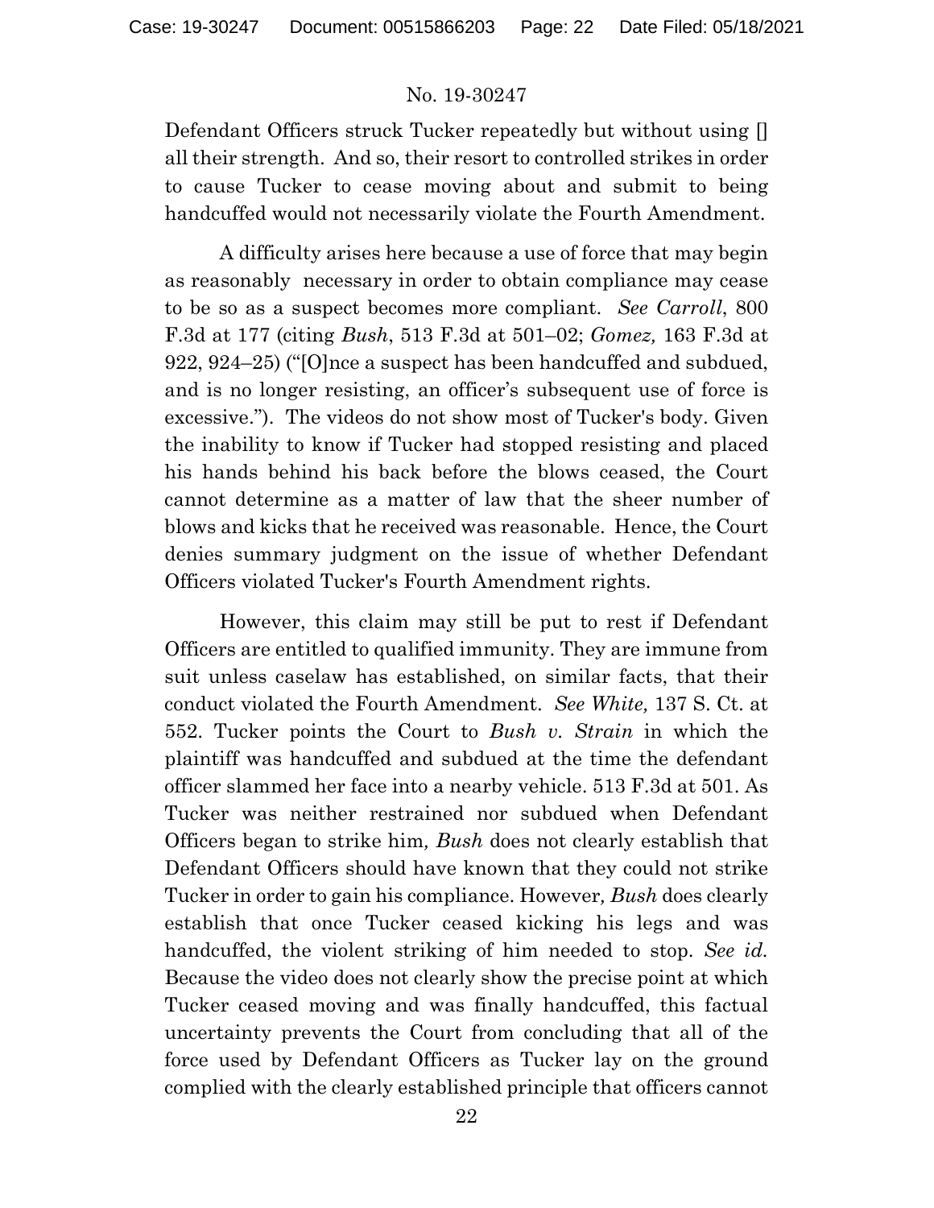Defendant Officers struck Tucker repeatedly but without using [] all their strength. And so, their resort to controlled strikes in order to cause Tucker to cease moving about and submit to being handcuffed would not necessarily violate the Fourth Amendment.

A difficulty arises here because a use of force that may begin as reasonably necessary in order to obtain compliance may cease to be so as a suspect becomes more compliant. *See Carroll*, 800 F.3d at 177 (citing *Bush*, 513 F.3d at 501–02; *Gomez,* 163 F.3d at 922, 924–25) ("[O]nce a suspect has been handcuffed and subdued, and is no longer resisting, an officer's subsequent use of force is excessive."). The videos do not show most of Tucker's body. Given the inability to know if Tucker had stopped resisting and placed his hands behind his back before the blows ceased, the Court cannot determine as a matter of law that the sheer number of blows and kicks that he received was reasonable. Hence, the Court denies summary judgment on the issue of whether Defendant Officers violated Tucker's Fourth Amendment rights.

However, this claim may still be put to rest if Defendant Officers are entitled to qualified immunity. They are immune from suit unless caselaw has established, on similar facts, that their conduct violated the Fourth Amendment. *See White,* 137 S. Ct. at 552. Tucker points the Court to *Bush v. Strain* in which the plaintiff was handcuffed and subdued at the time the defendant officer slammed her face into a nearby vehicle. 513 F.3d at 501. As Tucker was neither restrained nor subdued when Defendant Officers began to strike him, *Bush* does not clearly establish that Defendant Officers should have known that they could not strike Tucker in order to gain his compliance. However, *Bush* does clearly establish that once Tucker ceased kicking his legs and was handcuffed, the violent striking of him needed to stop. *See id.* Because the video does not clearly show the precise point at which Tucker ceased moving and was finally handcuffed, this factual uncertainty prevents the Court from concluding that all of the force used by Defendant Officers as Tucker lay on the ground complied with the clearly established principle that officers cannot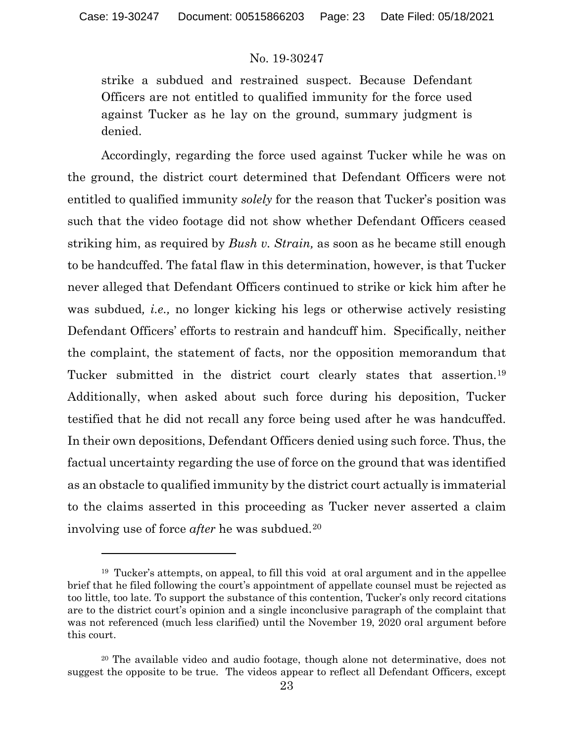> strike a subdued and restrained suspect. Because Defendant Officers are not entitled to qualified immunity for the force used against Tucker as he lay on the ground, summary judgment is denied.

Accordingly, regarding the force used against Tucker while he was on the ground, the district court determined that Defendant Officers were not entitled to qualified immunity *solely* for the reason that Tucker's position was such that the video footage did not show whether Defendant Officers ceased striking him, as required by *Bush v. Strain,* as soon as he became still enough to be handcuffed. The fatal flaw in this determination, however, is that Tucker never alleged that Defendant Officers continued to strike or kick him after he was subdued*, i.e.,* no longer kicking his legs or otherwise actively resisting Defendant Officers' efforts to restrain and handcuff him. Specifically, neither the complaint, the statement of facts, nor the opposition memorandum that Tucker submitted in the district court clearly states that assertion.[19] Additionally, when asked about such force during his deposition, Tucker testified that he did not recall any force being used after he was handcuffed. In their own depositions, Defendant Officers denied using such force. Thus, the factual uncertainty regarding the use of force on the ground that was identified as an obstacle to qualified immunity by the district court actually is immaterial to the claims asserted in this proceeding as Tucker never asserted a claim involving use of force *after* he was subdued.[20]

---

[19] Tucker's attempts, on appeal, to fill this void at oral argument and in the appellee brief that he filed following the court's appointment of appellate counsel must be rejected as too little, too late. To support the substance of this contention, Tucker's only record citations are to the district court's opinion and a single inconclusive paragraph of the complaint that was not referenced (much less clarified) until the November 19, 2020 oral argument before this court.

[20] The available video and audio footage, though alone not determinative, does not suggest the opposite to be true. The videos appear to reflect all Defendant Officers, except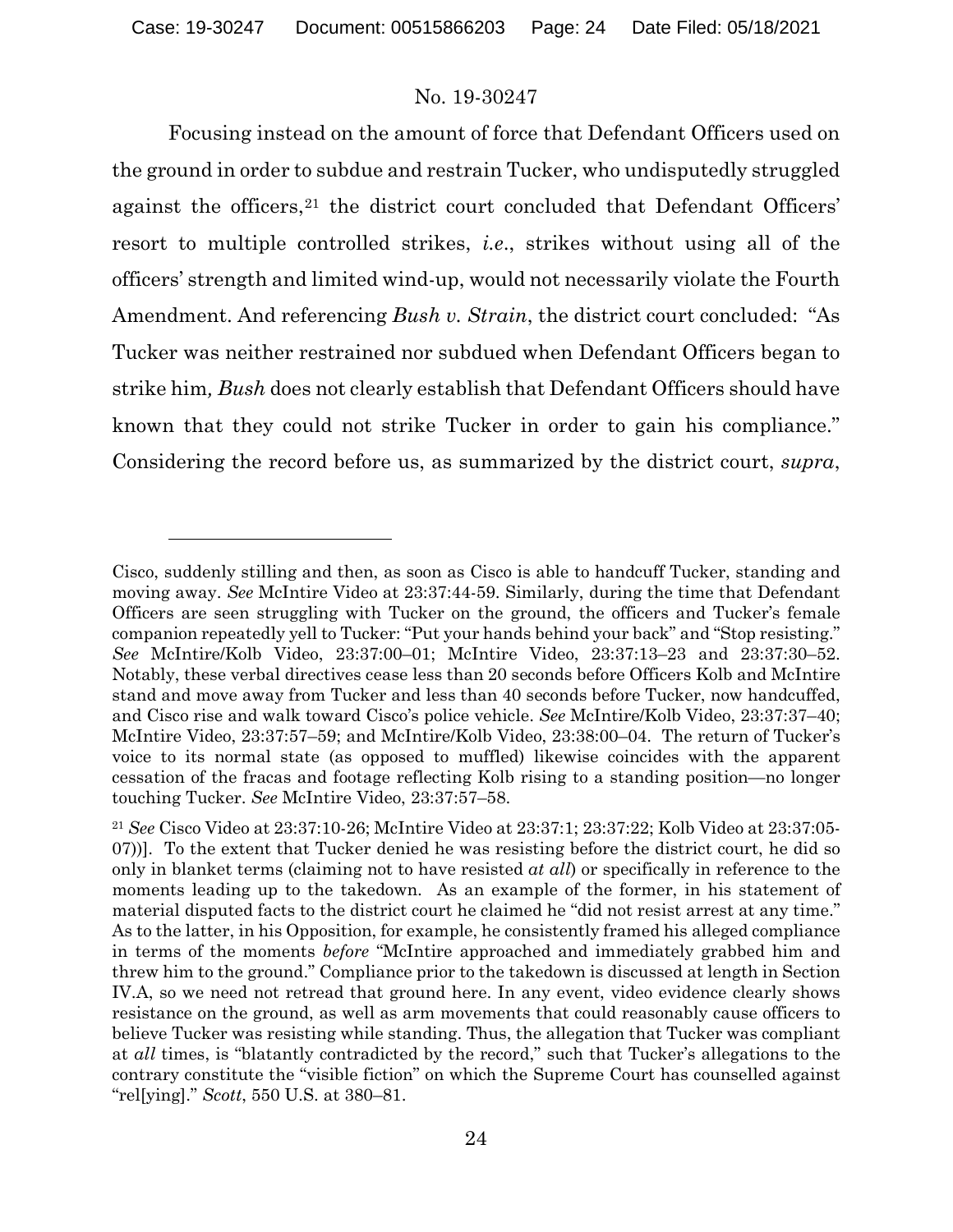Focusing instead on the amount of force that Defendant Officers used on the ground in order to subdue and restrain Tucker, who undisputedly struggled against the officers,[21] the district court concluded that Defendant Officers' resort to multiple controlled strikes, *i.e*., strikes without using all of the officers' strength and limited wind-up, would not necessarily violate the Fourth Amendment. And referencing *Bush v. Strain*, the district court concluded: "As Tucker was neither restrained nor subdued when Defendant Officers began to strike him*, Bush* does not clearly establish that Defendant Officers should have known that they could not strike Tucker in order to gain his compliance." Considering the record before us, as summarized by the district court, *supra*,

---

Cisco, suddenly stilling and then, as soon as Cisco is able to handcuff Tucker, standing and moving away. *See* McIntire Video at 23:37:44-59. Similarly, during the time that Defendant Officers are seen struggling with Tucker on the ground, the officers and Tucker's female companion repeatedly yell to Tucker: "Put your hands behind your back" and "Stop resisting." *See* McIntire/Kolb Video, 23:37:00–01; McIntire Video, 23:37:13–23 and 23:37:30–52. Notably, these verbal directives cease less than 20 seconds before Officers Kolb and McIntire stand and move away from Tucker and less than 40 seconds before Tucker, now handcuffed, and Cisco rise and walk toward Cisco's police vehicle. *See* McIntire/Kolb Video, 23:37:37–40; McIntire Video, 23:37:57–59; and McIntire/Kolb Video, 23:38:00–04. The return of Tucker's voice to its normal state (as opposed to muffled) likewise coincides with the apparent cessation of the fracas and footage reflecting Kolb rising to a standing position—no longer touching Tucker. *See* McIntire Video, 23:37:57–58.

[21] *See* Cisco Video at 23:37:10-26; McIntire Video at 23:37:1; 23:37:22; Kolb Video at 23:37:05-07))]. To the extent that Tucker denied he was resisting before the district court, he did so only in blanket terms (claiming not to have resisted *at all*) or specifically in reference to the moments leading up to the takedown. As an example of the former, in his statement of material disputed facts to the district court he claimed he "did not resist arrest at any time." As to the latter, in his Opposition, for example, he consistently framed his alleged compliance in terms of the moments *before* "McIntire approached and immediately grabbed him and threw him to the ground." Compliance prior to the takedown is discussed at length in Section IV.A, so we need not retread that ground here. In any event, video evidence clearly shows resistance on the ground, as well as arm movements that could reasonably cause officers to believe Tucker was resisting while standing. Thus, the allegation that Tucker was compliant at *all* times, is "blatantly contradicted by the record," such that Tucker's allegations to the contrary constitute the "visible fiction" on which the Supreme Court has counselled against "rel[ying]." *Scott*, 550 U.S. at 380–81.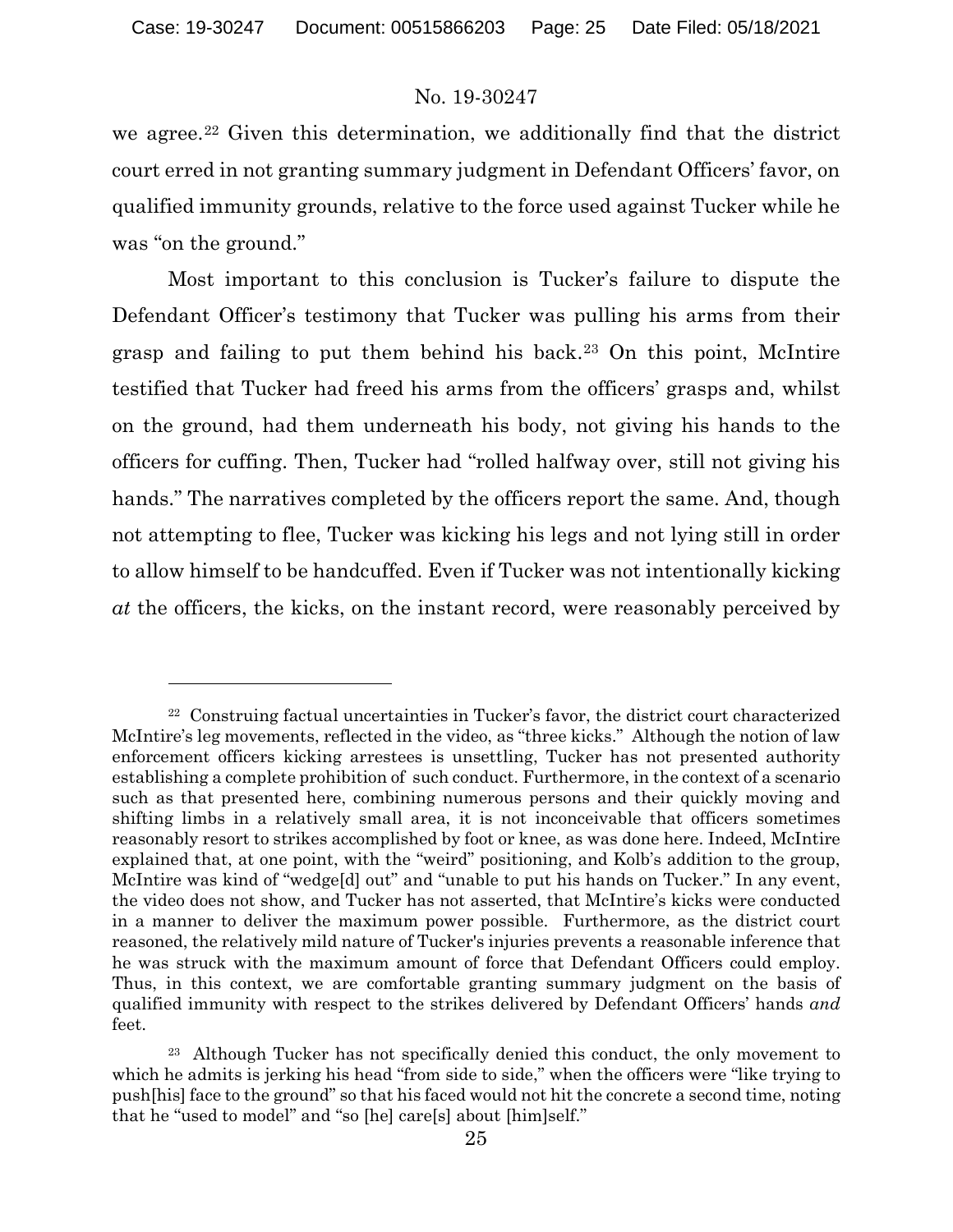we agree.[22] Given this determination, we additionally find that the district court erred in not granting summary judgment in Defendant Officers' favor, on qualified immunity grounds, relative to the force used against Tucker while he was "on the ground."

Most important to this conclusion is Tucker's failure to dispute the Defendant Officer's testimony that Tucker was pulling his arms from their grasp and failing to put them behind his back.[23] On this point, McIntire testified that Tucker had freed his arms from the officers' grasps and, whilst on the ground, had them underneath his body, not giving his hands to the officers for cuffing. Then, Tucker had "rolled halfway over, still not giving his hands." The narratives completed by the officers report the same. And, though not attempting to flee, Tucker was kicking his legs and not lying still in order to allow himself to be handcuffed. Even if Tucker was not intentionally kicking *at* the officers, the kicks, on the instant record, were reasonably perceived by

---

[22] Construing factual uncertainties in Tucker's favor, the district court characterized McIntire's leg movements, reflected in the video, as "three kicks." Although the notion of law enforcement officers kicking arrestees is unsettling, Tucker has not presented authority establishing a complete prohibition of such conduct. Furthermore, in the context of a scenario such as that presented here, combining numerous persons and their quickly moving and shifting limbs in a relatively small area, it is not inconceivable that officers sometimes reasonably resort to strikes accomplished by foot or knee, as was done here. Indeed, McIntire explained that, at one point, with the "weird" positioning, and Kolb's addition to the group, McIntire was kind of "wedge[d] out" and "unable to put his hands on Tucker." In any event, the video does not show, and Tucker has not asserted, that McIntire's kicks were conducted in a manner to deliver the maximum power possible. Furthermore, as the district court reasoned, the relatively mild nature of Tucker's injuries prevents a reasonable inference that he was struck with the maximum amount of force that Defendant Officers could employ. Thus, in this context, we are comfortable granting summary judgment on the basis of qualified immunity with respect to the strikes delivered by Defendant Officers' hands *and* feet.

[23] Although Tucker has not specifically denied this conduct, the only movement to which he admits is jerking his head "from side to side," when the officers were "like trying to push[his] face to the ground" so that his faced would not hit the concrete a second time, noting that he "used to model" and "so [he] care[s] about [him]self."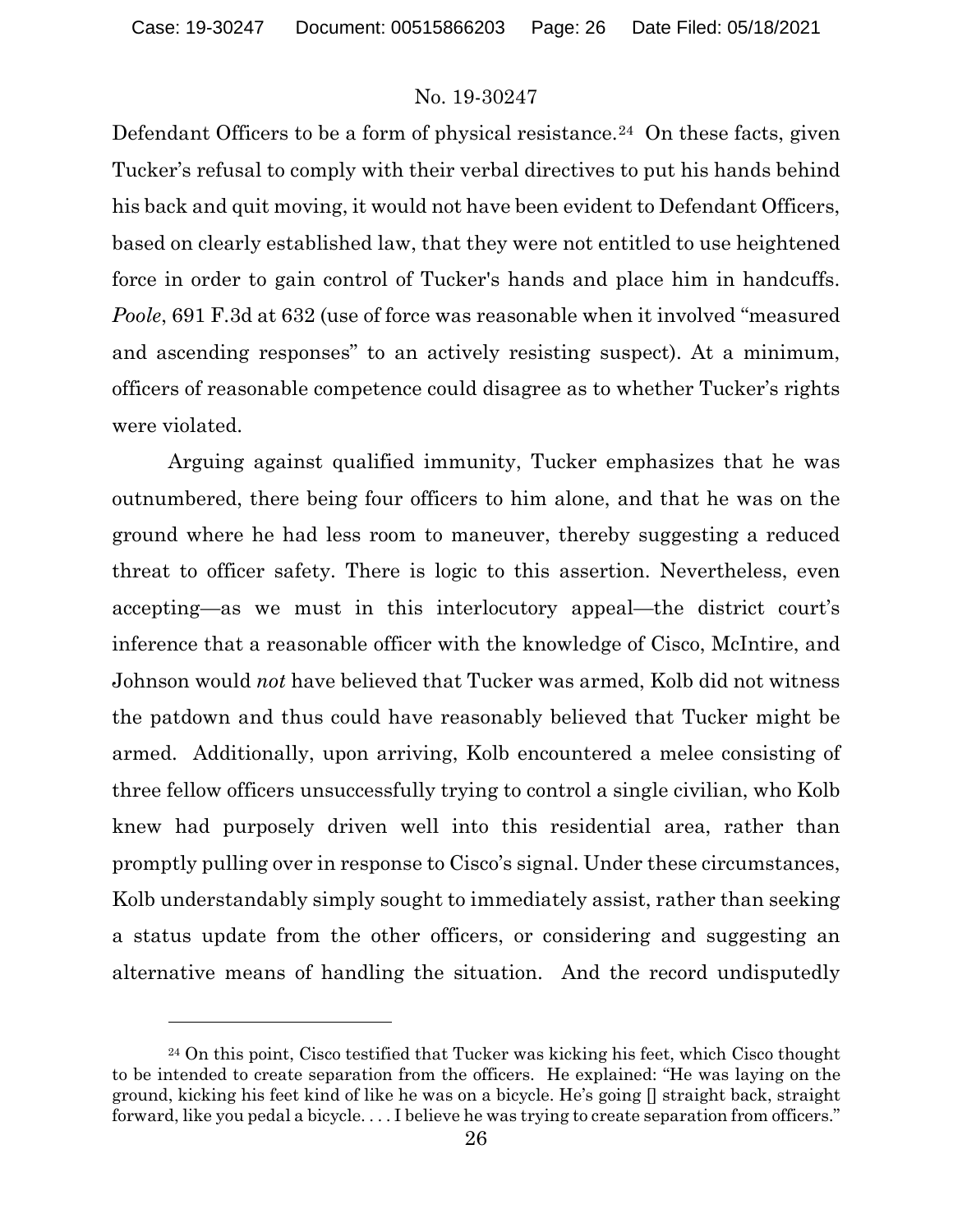Defendant Officers to be a form of physical resistance.[24] On these facts, given Tucker's refusal to comply with their verbal directives to put his hands behind his back and quit moving, it would not have been evident to Defendant Officers, based on clearly established law, that they were not entitled to use heightened force in order to gain control of Tucker's hands and place him in handcuffs. *Poole*, 691 F.3d at 632 (use of force was reasonable when it involved "measured and ascending responses" to an actively resisting suspect). At a minimum, officers of reasonable competence could disagree as to whether Tucker's rights were violated.

Arguing against qualified immunity, Tucker emphasizes that he was outnumbered, there being four officers to him alone, and that he was on the ground where he had less room to maneuver, thereby suggesting a reduced threat to officer safety. There is logic to this assertion. Nevertheless, even accepting—as we must in this interlocutory appeal—the district court's inference that a reasonable officer with the knowledge of Cisco, McIntire, and Johnson would *not* have believed that Tucker was armed, Kolb did not witness the patdown and thus could have reasonably believed that Tucker might be armed. Additionally, upon arriving, Kolb encountered a melee consisting of three fellow officers unsuccessfully trying to control a single civilian, who Kolb knew had purposely driven well into this residential area, rather than promptly pulling over in response to Cisco's signal. Under these circumstances, Kolb understandably simply sought to immediately assist, rather than seeking a status update from the other officers, or considering and suggesting an alternative means of handling the situation. And the record undisputedly

---

[24] On this point, Cisco testified that Tucker was kicking his feet, which Cisco thought to be intended to create separation from the officers. He explained: "He was laying on the ground, kicking his feet kind of like he was on a bicycle. He's going [] straight back, straight forward, like you pedal a bicycle. . . . I believe he was trying to create separation from officers."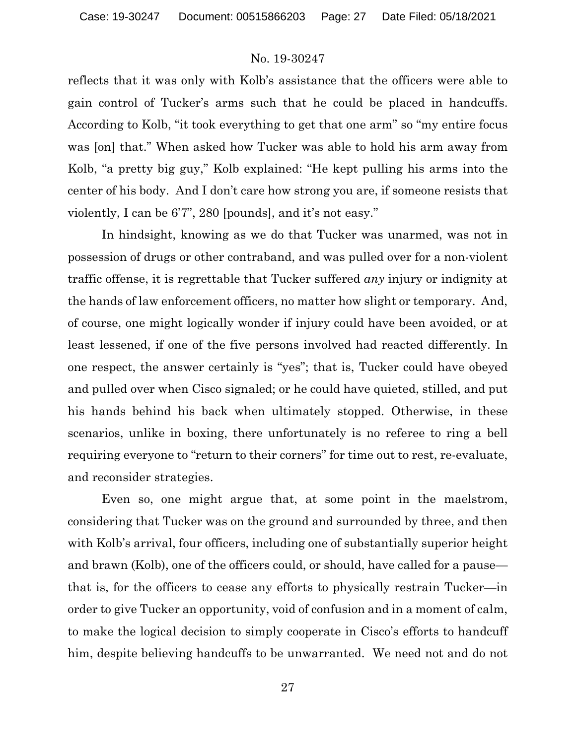reflects that it was only with Kolb's assistance that the officers were able to gain control of Tucker's arms such that he could be placed in handcuffs. According to Kolb, "it took everything to get that one arm" so "my entire focus was [on] that." When asked how Tucker was able to hold his arm away from Kolb, "a pretty big guy," Kolb explained: "He kept pulling his arms into the center of his body. And I don't care how strong you are, if someone resists that violently, I can be 6'7", 280 [pounds], and it's not easy."

In hindsight, knowing as we do that Tucker was unarmed, was not in possession of drugs or other contraband, and was pulled over for a non-violent traffic offense, it is regrettable that Tucker suffered *any* injury or indignity at the hands of law enforcement officers, no matter how slight or temporary. And, of course, one might logically wonder if injury could have been avoided, or at least lessened, if one of the five persons involved had reacted differently. In one respect, the answer certainly is "yes"; that is, Tucker could have obeyed and pulled over when Cisco signaled; or he could have quieted, stilled, and put his hands behind his back when ultimately stopped. Otherwise, in these scenarios, unlike in boxing, there unfortunately is no referee to ring a bell requiring everyone to "return to their corners" for time out to rest, re-evaluate, and reconsider strategies.

Even so, one might argue that, at some point in the maelstrom, considering that Tucker was on the ground and surrounded by three, and then with Kolb's arrival, four officers, including one of substantially superior height and brawn (Kolb), one of the officers could, or should, have called for a pause—that is, for the officers to cease any efforts to physically restrain Tucker—in order to give Tucker an opportunity, void of confusion and in a moment of calm, to make the logical decision to simply cooperate in Cisco's efforts to handcuff him, despite believing handcuffs to be unwarranted. We need not and do not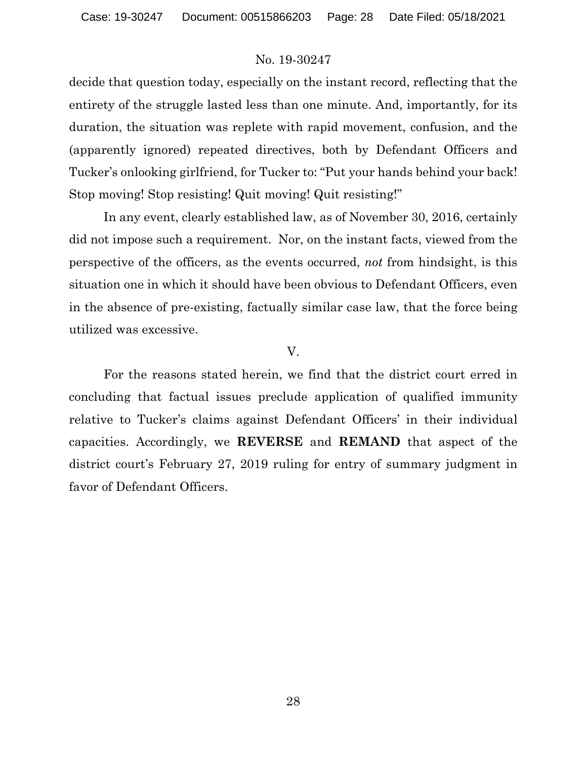decide that question today, especially on the instant record, reflecting that the entirety of the struggle lasted less than one minute. And, importantly, for its duration, the situation was replete with rapid movement, confusion, and the (apparently ignored) repeated directives, both by Defendant Officers and Tucker's onlooking girlfriend, for Tucker to: "Put your hands behind your back! Stop moving! Stop resisting! Quit moving! Quit resisting!"

In any event, clearly established law, as of November 30, 2016, certainly did not impose such a requirement. Nor, on the instant facts, viewed from the perspective of the officers, as the events occurred, *not* from hindsight, is this situation one in which it should have been obvious to Defendant Officers, even in the absence of pre-existing, factually similar case law, that the force being utilized was excessive.

## V.

For the reasons stated herein, we find that the district court erred in concluding that factual issues preclude application of qualified immunity relative to Tucker's claims against Defendant Officers' in their individual capacities. Accordingly, we **REVERSE** and **REMAND** that aspect of the district court's February 27, 2019 ruling for entry of summary judgment in favor of Defendant Officers.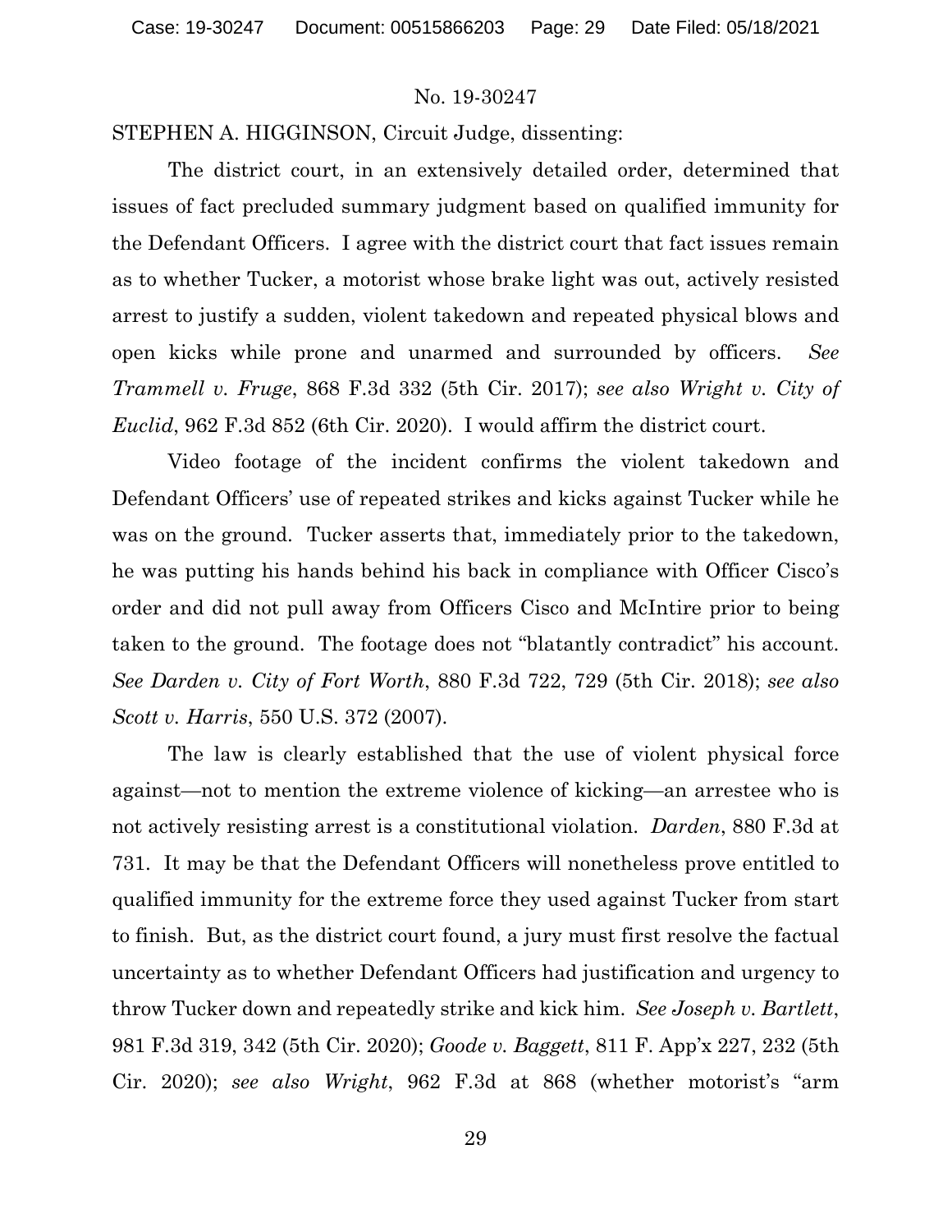No. 19-30247

STEPHEN A. HIGGINSON, Circuit Judge, dissenting:

The district court, in an extensively detailed order, determined that issues of fact precluded summary judgment based on qualified immunity for the Defendant Officers. I agree with the district court that fact issues remain as to whether Tucker, a motorist whose brake light was out, actively resisted arrest to justify a sudden, violent takedown and repeated physical blows and open kicks while prone and unarmed and surrounded by officers. *See Trammell v. Fruge*, 868 F.3d 332 (5th Cir. 2017); *see also Wright v. City of Euclid*, 962 F.3d 852 (6th Cir. 2020). I would affirm the district court.

Video footage of the incident confirms the violent takedown and Defendant Officers' use of repeated strikes and kicks against Tucker while he was on the ground. Tucker asserts that, immediately prior to the takedown, he was putting his hands behind his back in compliance with Officer Cisco's order and did not pull away from Officers Cisco and McIntire prior to being taken to the ground. The footage does not "blatantly contradict" his account. *See Darden v. City of Fort Worth*, 880 F.3d 722, 729 (5th Cir. 2018); *see also Scott v. Harris*, 550 U.S. 372 (2007).

The law is clearly established that the use of violent physical force against—not to mention the extreme violence of kicking—an arrestee who is not actively resisting arrest is a constitutional violation. *Darden*, 880 F.3d at 731. It may be that the Defendant Officers will nonetheless prove entitled to qualified immunity for the extreme force they used against Tucker from start to finish. But, as the district court found, a jury must first resolve the factual uncertainty as to whether Defendant Officers had justification and urgency to throw Tucker down and repeatedly strike and kick him. *See Joseph v. Bartlett*, 981 F.3d 319, 342 (5th Cir. 2020); *Goode v. Baggett*, 811 F. App'x 227, 232 (5th Cir. 2020); *see also Wright*, 962 F.3d at 868 (whether motorist's "arm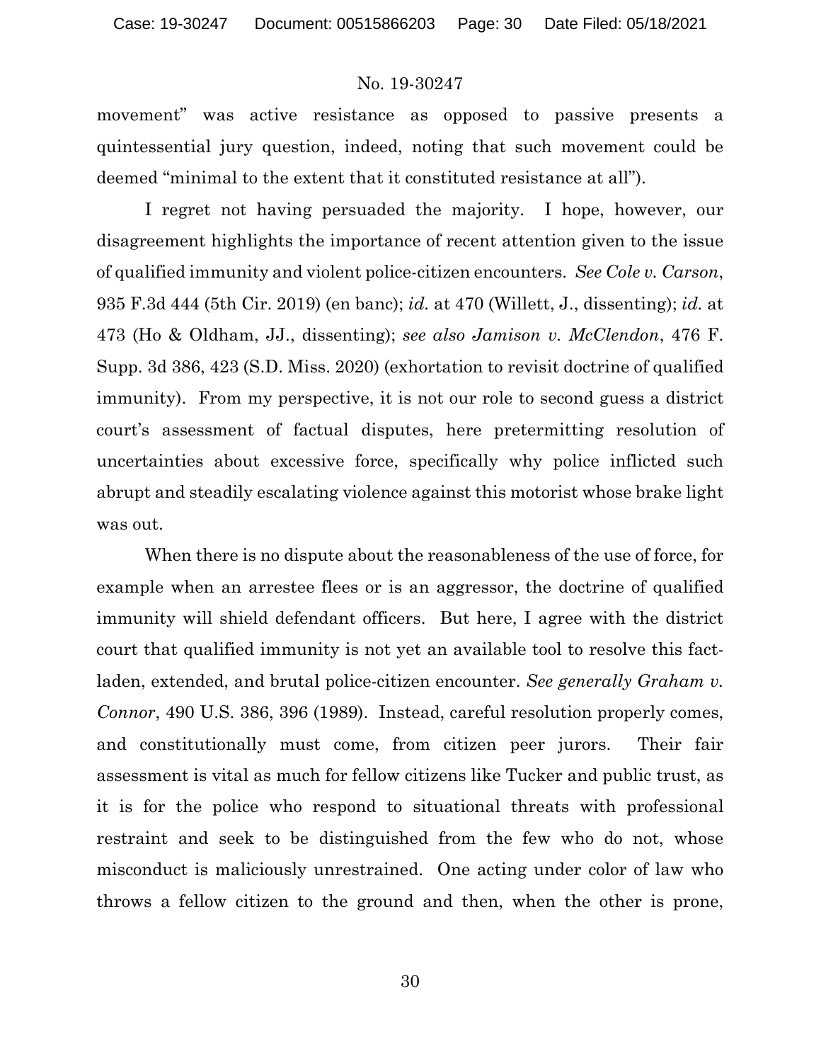movement" was active resistance as opposed to passive presents a quintessential jury question, indeed, noting that such movement could be deemed "minimal to the extent that it constituted resistance at all").

I regret not having persuaded the majority. I hope, however, our disagreement highlights the importance of recent attention given to the issue of qualified immunity and violent police-citizen encounters. *See Cole v. Carson*, 935 F.3d 444 (5th Cir. 2019) (en banc); *id.* at 470 (Willett, J., dissenting); *id.* at 473 (Ho & Oldham, JJ., dissenting); *see also Jamison v. McClendon*, 476 F. Supp. 3d 386, 423 (S.D. Miss. 2020) (exhortation to revisit doctrine of qualified immunity). From my perspective, it is not our role to second guess a district court's assessment of factual disputes, here pretermitting resolution of uncertainties about excessive force, specifically why police inflicted such abrupt and steadily escalating violence against this motorist whose brake light was out.

When there is no dispute about the reasonableness of the use of force, for example when an arrestee flees or is an aggressor, the doctrine of qualified immunity will shield defendant officers. But here, I agree with the district court that qualified immunity is not yet an available tool to resolve this fact-laden, extended, and brutal police-citizen encounter. *See generally Graham v. Connor*, 490 U.S. 386, 396 (1989). Instead, careful resolution properly comes, and constitutionally must come, from citizen peer jurors. Their fair assessment is vital as much for fellow citizens like Tucker and public trust, as it is for the police who respond to situational threats with professional restraint and seek to be distinguished from the few who do not, whose misconduct is maliciously unrestrained. One acting under color of law who throws a fellow citizen to the ground and then, when the other is prone,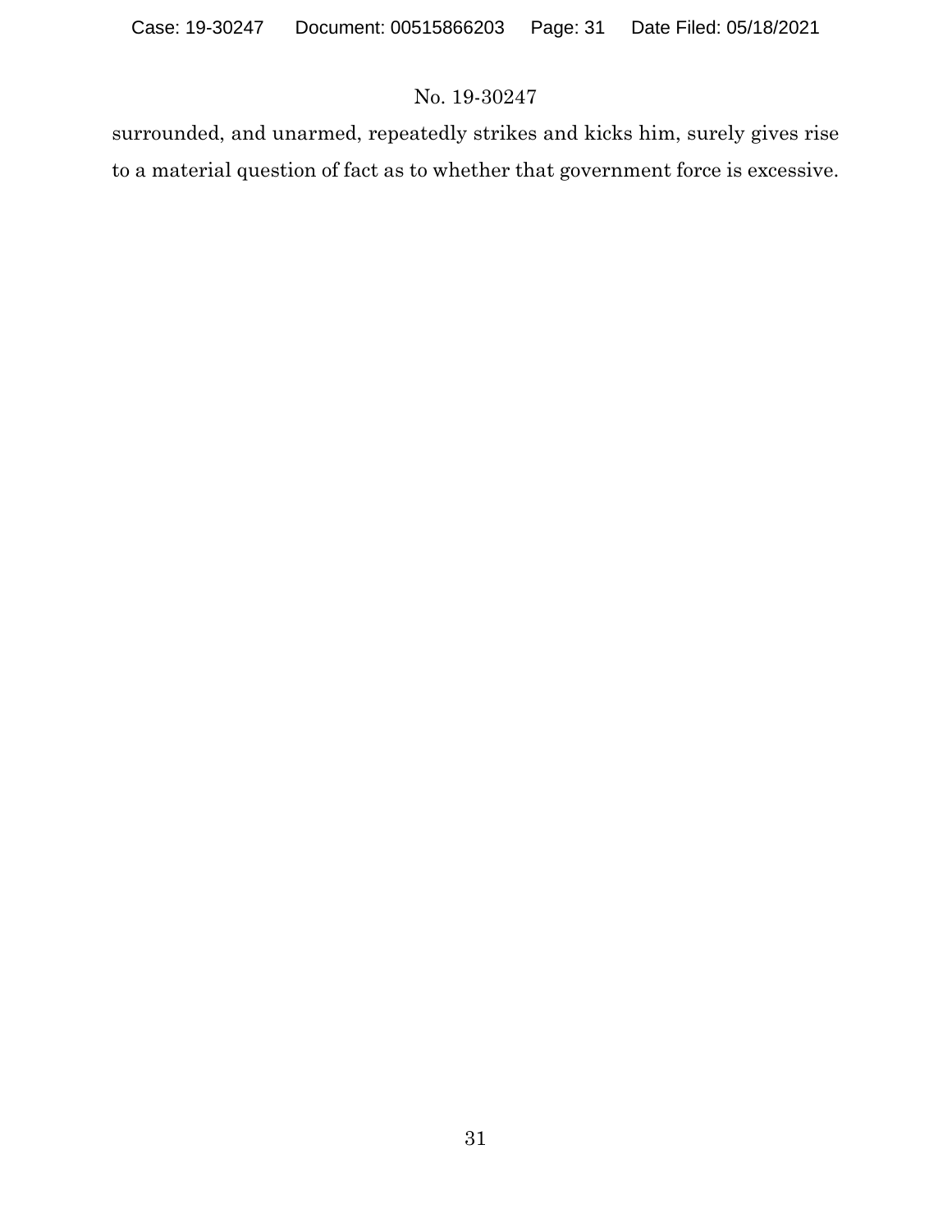surrounded, and unarmed, repeatedly strikes and kicks him, surely gives rise to a material question of fact as to whether that government force is excessive.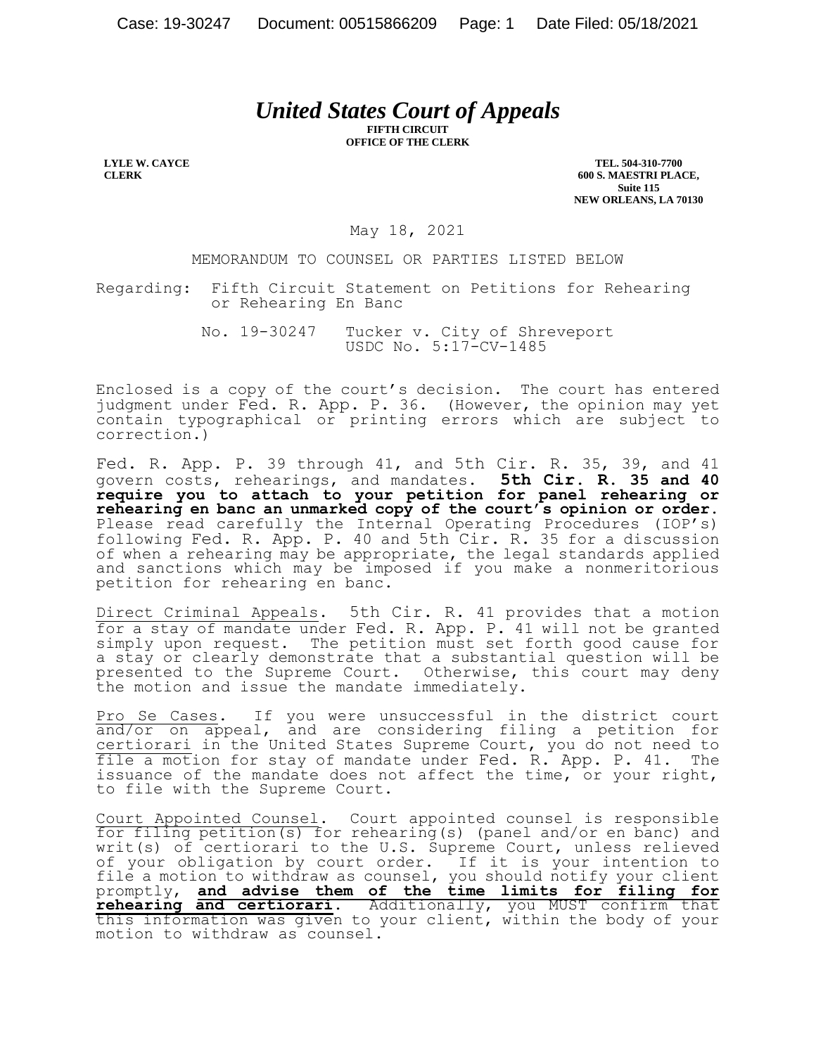# *United States Court of Appeals*

**FIFTH CIRCUIT**
**OFFICE OF THE CLERK**

**LYLE W. CAYCE**
**CLERK**

**TEL. 504-310-7700**
**600 S. MAESTRI PLACE,**
**Suite 115**
**NEW ORLEANS, LA 70130**

May 18, 2021

MEMORANDUM TO COUNSEL OR PARTIES LISTED BELOW

Regarding: Fifth Circuit Statement on Petitions for Rehearing or Rehearing En Banc

No. 19-30247 Tucker v. City of Shreveport
USDC No. 5:17-CV-1485

Enclosed is a copy of the court's decision. The court has entered judgment under Fed. R. App. P. 36. (However, the opinion may yet contain typographical or printing errors which are subject to correction.)

Fed. R. App. P. 39 through 41, and 5th Cir. R. 35, 39, and 41 govern costs, rehearings, and mandates. **5th Cir. R. 35 and 40 require you to attach to your petition for panel rehearing or rehearing en banc an unmarked copy of the court's opinion or order.** Please read carefully the Internal Operating Procedures (IOP's) following Fed. R. App. P. 40 and 5th Cir. R. 35 for a discussion of when a rehearing may be appropriate, the legal standards applied and sanctions which may be imposed if you make a nonmeritorious petition for rehearing en banc.

Direct Criminal Appeals. 5th Cir. R. 41 provides that a motion for a stay of mandate under Fed. R. App. P. 41 will not be granted simply upon request. The petition must set forth good cause for a stay or clearly demonstrate that a substantial question will be presented to the Supreme Court. Otherwise, this court may deny the motion and issue the mandate immediately.

Pro Se Cases. If you were unsuccessful in the district court and/or on appeal, and are considering filing a petition for certiorari in the United States Supreme Court, you do not need to file a motion for stay of mandate under Fed. R. App. P. 41. The issuance of the mandate does not affect the time, or your right, to file with the Supreme Court.

Court Appointed Counsel. Court appointed counsel is responsible for filing petition(s) for rehearing(s) (panel and/or en banc) and writ(s) of certiorari to the U.S. Supreme Court, unless relieved of your obligation by court order. If it is your intention to file a motion to withdraw as counsel, you should notify your client promptly, **and advise them of the time limits for filing for rehearing and certiorari**. Additionally, you MUST confirm that this information was given to your client, within the body of your motion to withdraw as counsel.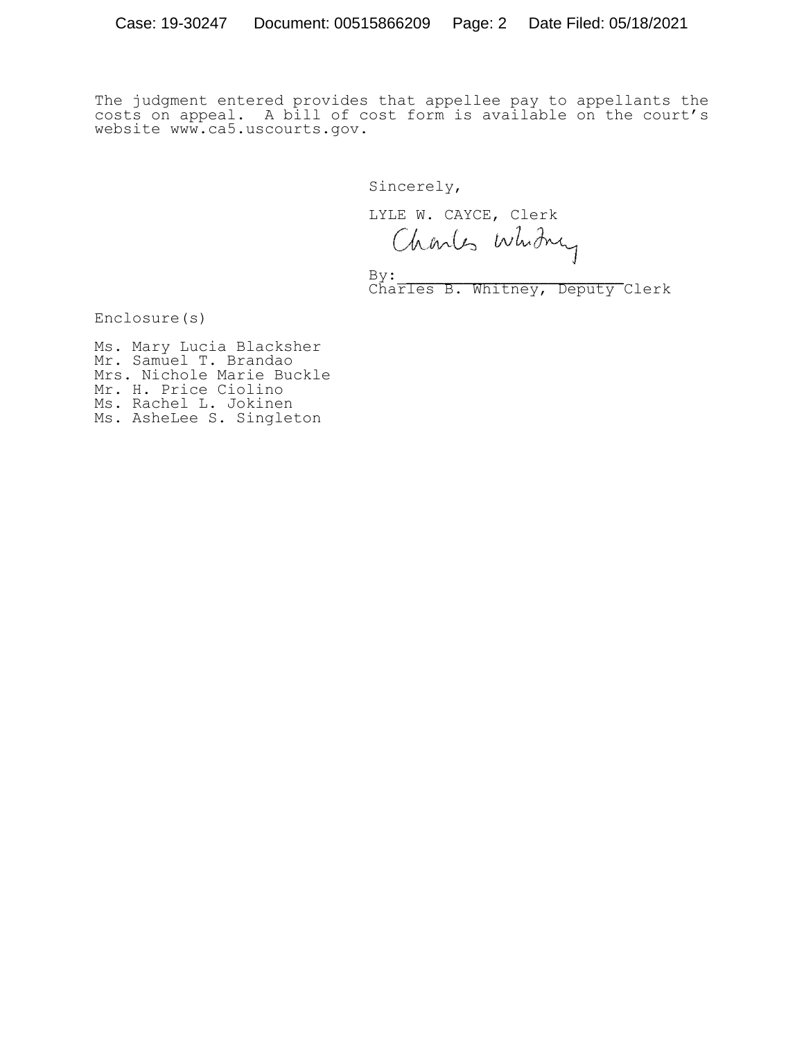The judgment entered provides that appellee pay to appellants the costs on appeal. A bill of cost form is available on the court's website www.ca5.uscourts.gov.

Sincerely,

LYLE W. CAYCE, Clerk

By: Charles B. Whitney, Deputy Clerk

Enclosure(s)

Ms. Mary Lucia Blacksher
Mr. Samuel T. Brandao
Mrs. Nichole Marie Buckle
Mr. H. Price Ciolino
Ms. Rachel L. Jokinen
Ms. AsheLee S. Singleton